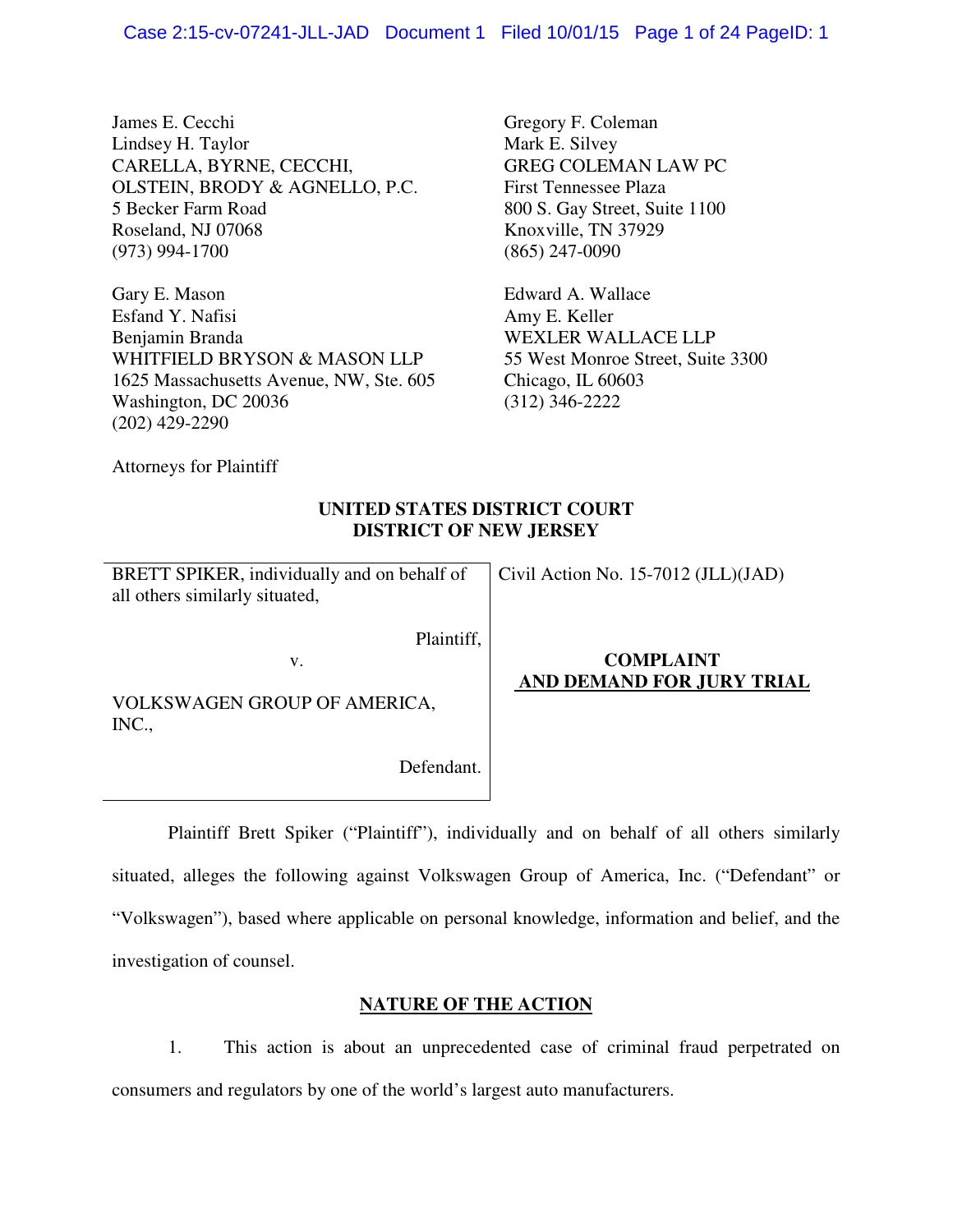James E. Cecchi
Lindsey H. Taylor
CARELLA, BYRNE, CECCHI,
OLSTEIN, BRODY & AGNELLO, P.C.
5 Becker Farm Road
Roseland, NJ 07068
(973) 994-1700

Gregory F. Coleman
Mark E. Silvey
GREG COLEMAN LAW PC
First Tennessee Plaza
800 S. Gay Street, Suite 1100
Knoxville, TN 37929
(865) 247-0090

Gary E. Mason
Esfand Y. Nafisi
Benjamin Branda
WHITFIELD BRYSON & MASON LLP
1625 Massachusetts Avenue, NW, Ste. 605
Washington, DC 20036
(202) 429-2290

Edward A. Wallace
Amy E. Keller
WEXLER WALLACE LLP
55 West Monroe Street, Suite 3300
Chicago, IL 60603
(312) 346-2222

Attorneys for Plaintiff

**UNITED STATES DISTRICT COURT**
**DISTRICT OF NEW JERSEY**

BRETT SPIKER, individually and on behalf of all others similarly situated,

Plaintiff,

v.

VOLKSWAGEN GROUP OF AMERICA, INC.,

Defendant.

Civil Action No. 15-7012 (JLL)(JAD)

**COMPLAINT AND DEMAND FOR JURY TRIAL**

Plaintiff Brett Spiker ("Plaintiff"), individually and on behalf of all others similarly situated, alleges the following against Volkswagen Group of America, Inc. ("Defendant" or "Volkswagen"), based where applicable on personal knowledge, information and belief, and the investigation of counsel.

## NATURE OF THE ACTION

1. This action is about an unprecedented case of criminal fraud perpetrated on consumers and regulators by one of the world's largest auto manufacturers.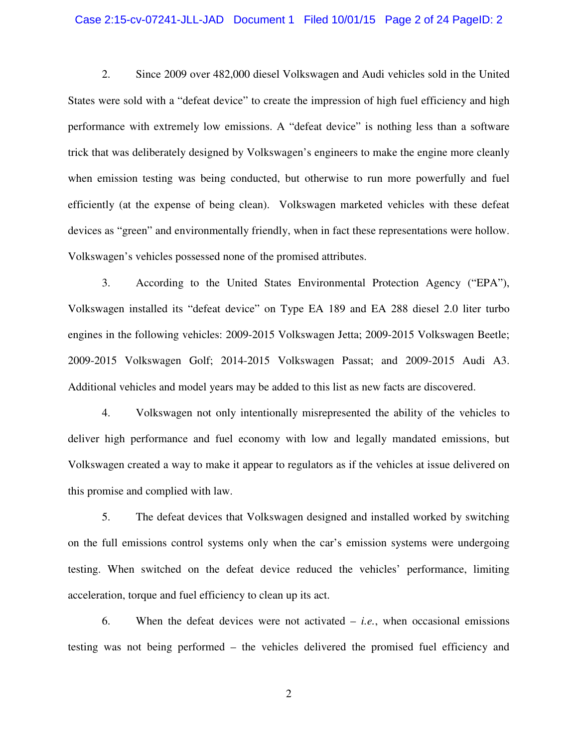2. Since 2009 over 482,000 diesel Volkswagen and Audi vehicles sold in the United States were sold with a "defeat device" to create the impression of high fuel efficiency and high performance with extremely low emissions. A "defeat device" is nothing less than a software trick that was deliberately designed by Volkswagen's engineers to make the engine more cleanly when emission testing was being conducted, but otherwise to run more powerfully and fuel efficiently (at the expense of being clean). Volkswagen marketed vehicles with these defeat devices as "green" and environmentally friendly, when in fact these representations were hollow. Volkswagen's vehicles possessed none of the promised attributes.

3. According to the United States Environmental Protection Agency ("EPA"), Volkswagen installed its "defeat device" on Type EA 189 and EA 288 diesel 2.0 liter turbo engines in the following vehicles: 2009-2015 Volkswagen Jetta; 2009-2015 Volkswagen Beetle; 2009-2015 Volkswagen Golf; 2014-2015 Volkswagen Passat; and 2009-2015 Audi A3. Additional vehicles and model years may be added to this list as new facts are discovered.

4. Volkswagen not only intentionally misrepresented the ability of the vehicles to deliver high performance and fuel economy with low and legally mandated emissions, but Volkswagen created a way to make it appear to regulators as if the vehicles at issue delivered on this promise and complied with law.

5. The defeat devices that Volkswagen designed and installed worked by switching on the full emissions control systems only when the car's emission systems were undergoing testing. When switched on the defeat device reduced the vehicles' performance, limiting acceleration, torque and fuel efficiency to clean up its act.

6. When the defeat devices were not activated – *i.e.*, when occasional emissions testing was not being performed – the vehicles delivered the promised fuel efficiency and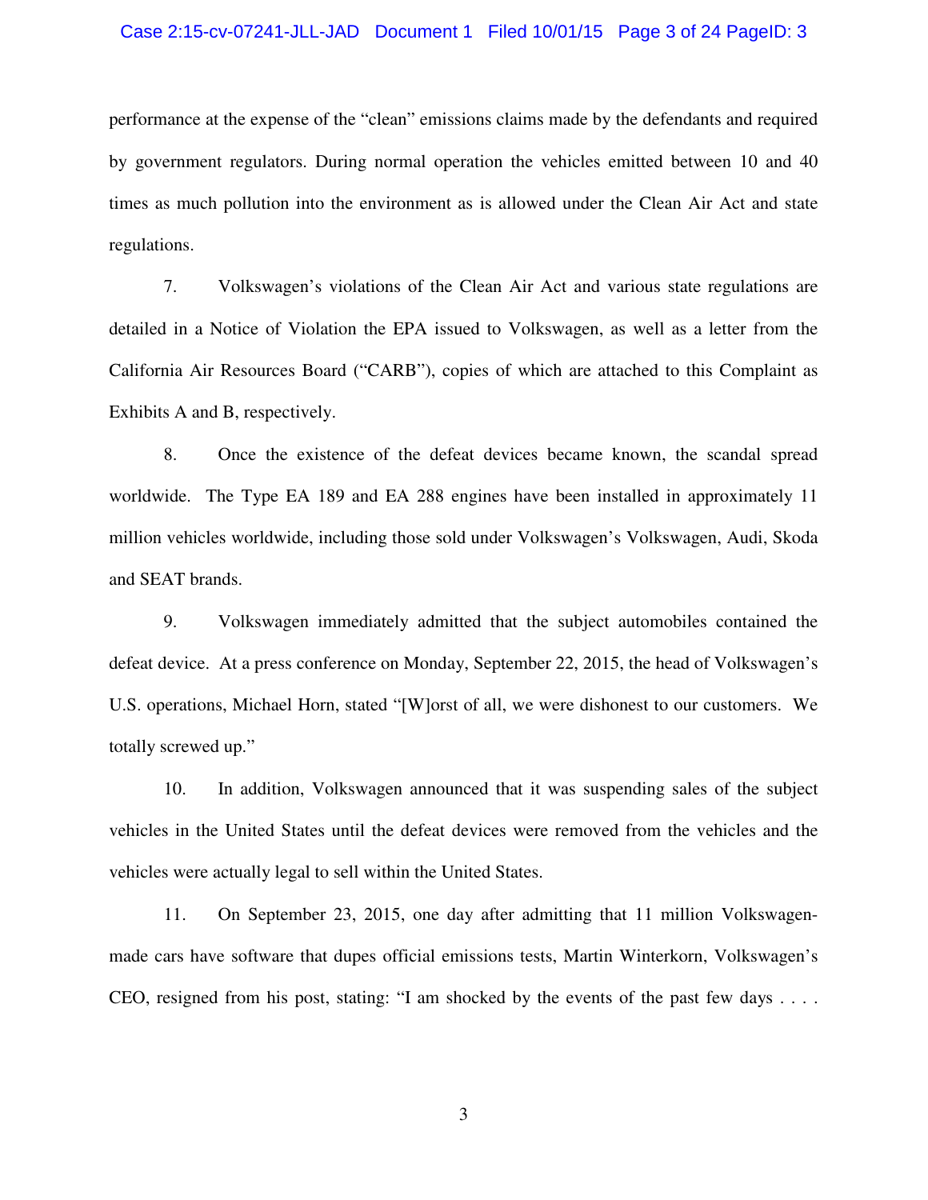performance at the expense of the "clean" emissions claims made by the defendants and required by government regulators. During normal operation the vehicles emitted between 10 and 40 times as much pollution into the environment as is allowed under the Clean Air Act and state regulations.

7. Volkswagen's violations of the Clean Air Act and various state regulations are detailed in a Notice of Violation the EPA issued to Volkswagen, as well as a letter from the California Air Resources Board ("CARB"), copies of which are attached to this Complaint as Exhibits A and B, respectively.

8. Once the existence of the defeat devices became known, the scandal spread worldwide. The Type EA 189 and EA 288 engines have been installed in approximately 11 million vehicles worldwide, including those sold under Volkswagen's Volkswagen, Audi, Skoda and SEAT brands.

9. Volkswagen immediately admitted that the subject automobiles contained the defeat device. At a press conference on Monday, September 22, 2015, the head of Volkswagen's U.S. operations, Michael Horn, stated "[W]orst of all, we were dishonest to our customers. We totally screwed up."

10. In addition, Volkswagen announced that it was suspending sales of the subject vehicles in the United States until the defeat devices were removed from the vehicles and the vehicles were actually legal to sell within the United States.

11. On September 23, 2015, one day after admitting that 11 million Volkswagen-made cars have software that dupes official emissions tests, Martin Winterkorn, Volkswagen's CEO, resigned from his post, stating: "I am shocked by the events of the past few days . . . .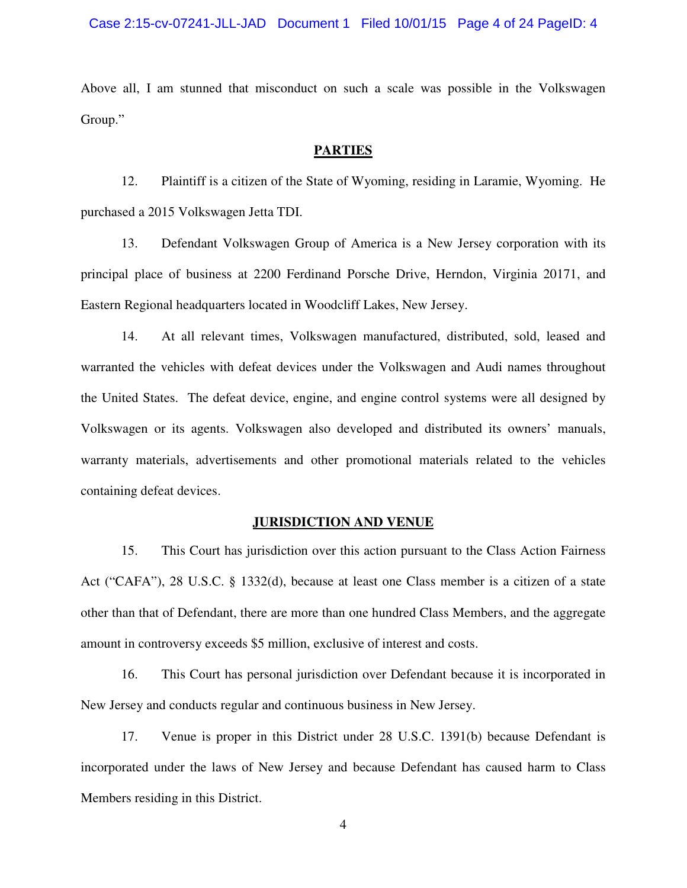Above all, I am stunned that misconduct on such a scale was possible in the Volkswagen Group."

## PARTIES

12. Plaintiff is a citizen of the State of Wyoming, residing in Laramie, Wyoming. He purchased a 2015 Volkswagen Jetta TDI.

13. Defendant Volkswagen Group of America is a New Jersey corporation with its principal place of business at 2200 Ferdinand Porsche Drive, Herndon, Virginia 20171, and Eastern Regional headquarters located in Woodcliff Lakes, New Jersey.

14. At all relevant times, Volkswagen manufactured, distributed, sold, leased and warranted the vehicles with defeat devices under the Volkswagen and Audi names throughout the United States. The defeat device, engine, and engine control systems were all designed by Volkswagen or its agents. Volkswagen also developed and distributed its owners' manuals, warranty materials, advertisements and other promotional materials related to the vehicles containing defeat devices.

## JURISDICTION AND VENUE

15. This Court has jurisdiction over this action pursuant to the Class Action Fairness Act ("CAFA"), 28 U.S.C. § 1332(d), because at least one Class member is a citizen of a state other than that of Defendant, there are more than one hundred Class Members, and the aggregate amount in controversy exceeds $5 million, exclusive of interest and costs.

16. This Court has personal jurisdiction over Defendant because it is incorporated in New Jersey and conducts regular and continuous business in New Jersey.

17. Venue is proper in this District under 28 U.S.C. 1391(b) because Defendant is incorporated under the laws of New Jersey and because Defendant has caused harm to Class Members residing in this District.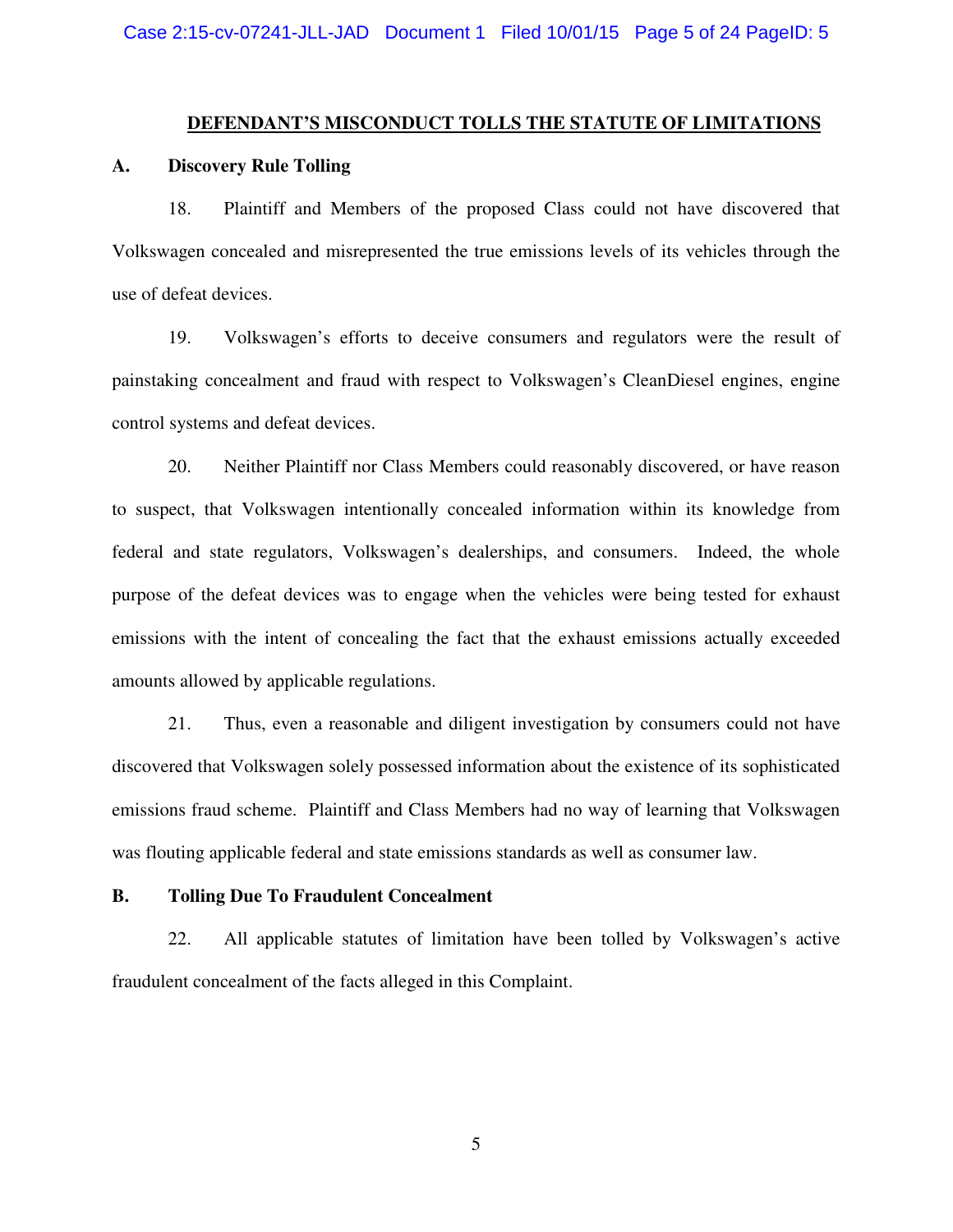## DEFENDANT'S MISCONDUCT TOLLS THE STATUTE OF LIMITATIONS

### A. Discovery Rule Tolling

18. Plaintiff and Members of the proposed Class could not have discovered that Volkswagen concealed and misrepresented the true emissions levels of its vehicles through the use of defeat devices.

19. Volkswagen's efforts to deceive consumers and regulators were the result of painstaking concealment and fraud with respect to Volkswagen's CleanDiesel engines, engine control systems and defeat devices.

20. Neither Plaintiff nor Class Members could reasonably discovered, or have reason to suspect, that Volkswagen intentionally concealed information within its knowledge from federal and state regulators, Volkswagen's dealerships, and consumers. Indeed, the whole purpose of the defeat devices was to engage when the vehicles were being tested for exhaust emissions with the intent of concealing the fact that the exhaust emissions actually exceeded amounts allowed by applicable regulations.

21. Thus, even a reasonable and diligent investigation by consumers could not have discovered that Volkswagen solely possessed information about the existence of its sophisticated emissions fraud scheme. Plaintiff and Class Members had no way of learning that Volkswagen was flouting applicable federal and state emissions standards as well as consumer law.

### B. Tolling Due To Fraudulent Concealment

22. All applicable statutes of limitation have been tolled by Volkswagen's active fraudulent concealment of the facts alleged in this Complaint.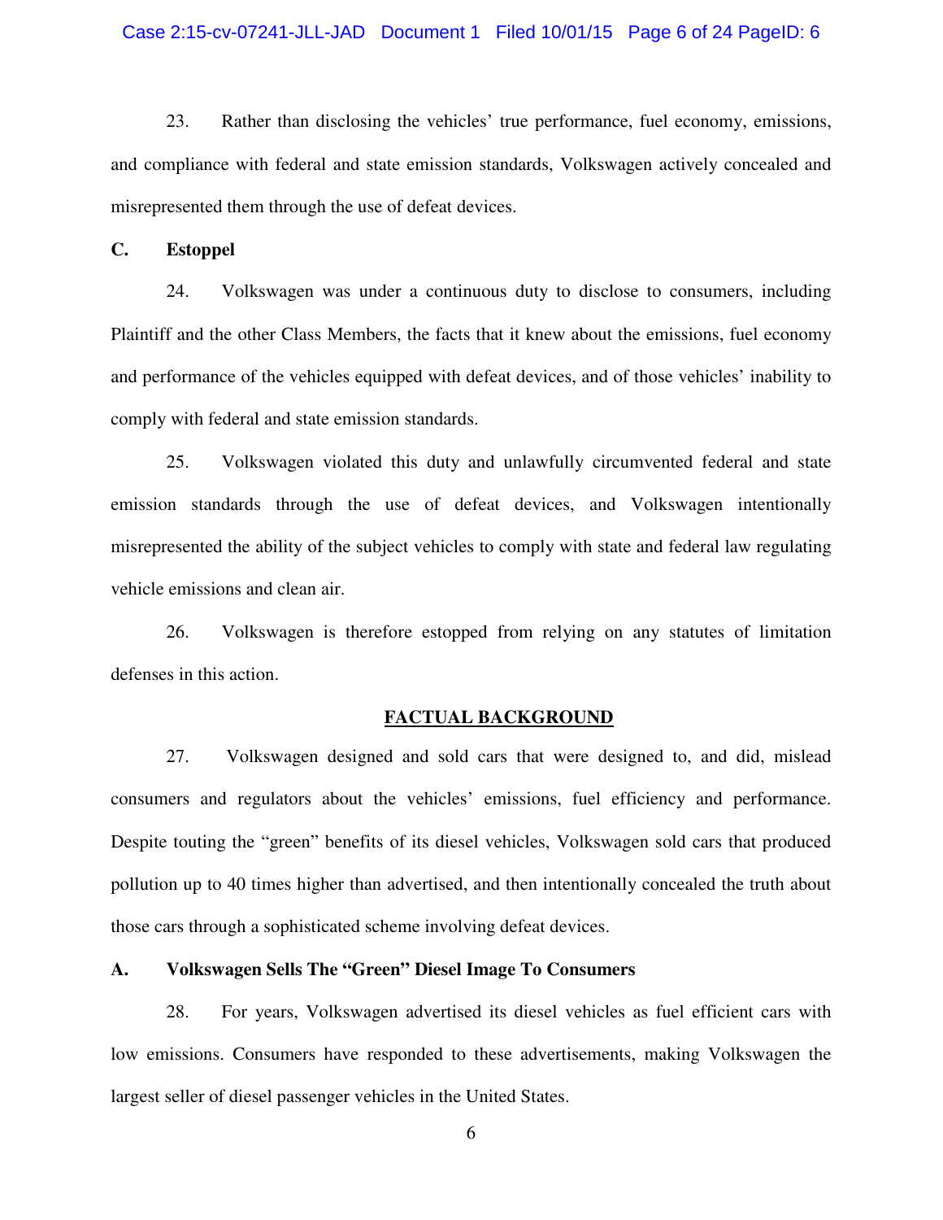23. Rather than disclosing the vehicles' true performance, fuel economy, emissions, and compliance with federal and state emission standards, Volkswagen actively concealed and misrepresented them through the use of defeat devices.

**C. Estoppel**

24. Volkswagen was under a continuous duty to disclose to consumers, including Plaintiff and the other Class Members, the facts that it knew about the emissions, fuel economy and performance of the vehicles equipped with defeat devices, and of those vehicles' inability to comply with federal and state emission standards.

25. Volkswagen violated this duty and unlawfully circumvented federal and state emission standards through the use of defeat devices, and Volkswagen intentionally misrepresented the ability of the subject vehicles to comply with state and federal law regulating vehicle emissions and clean air.

26. Volkswagen is therefore estopped from relying on any statutes of limitation defenses in this action.

## FACTUAL BACKGROUND

27. Volkswagen designed and sold cars that were designed to, and did, mislead consumers and regulators about the vehicles' emissions, fuel efficiency and performance. Despite touting the "green" benefits of its diesel vehicles, Volkswagen sold cars that produced pollution up to 40 times higher than advertised, and then intentionally concealed the truth about those cars through a sophisticated scheme involving defeat devices.

**A. Volkswagen Sells The "Green" Diesel Image To Consumers**

28. For years, Volkswagen advertised its diesel vehicles as fuel efficient cars with low emissions. Consumers have responded to these advertisements, making Volkswagen the largest seller of diesel passenger vehicles in the United States.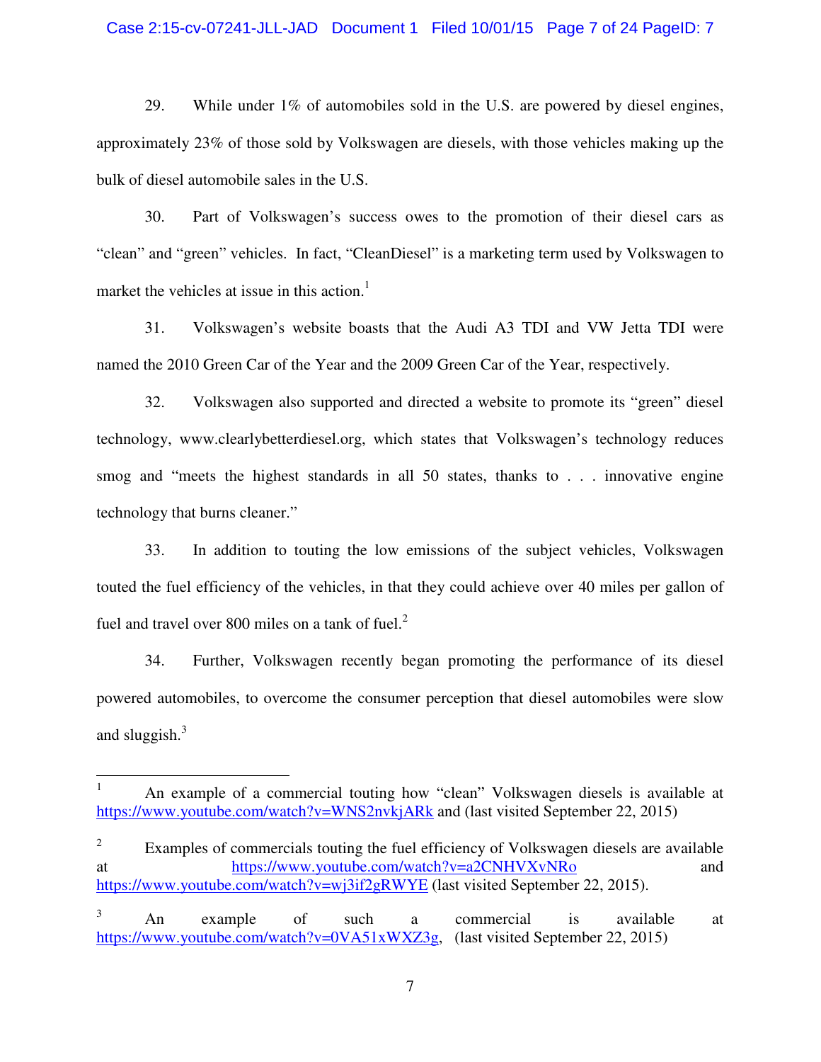29. While under 1% of automobiles sold in the U.S. are powered by diesel engines, approximately 23% of those sold by Volkswagen are diesels, with those vehicles making up the bulk of diesel automobile sales in the U.S.

30. Part of Volkswagen's success owes to the promotion of their diesel cars as "clean" and "green" vehicles. In fact, "CleanDiesel" is a marketing term used by Volkswagen to market the vehicles at issue in this action.[1]

31. Volkswagen's website boasts that the Audi A3 TDI and VW Jetta TDI were named the 2010 Green Car of the Year and the 2009 Green Car of the Year, respectively.

32. Volkswagen also supported and directed a website to promote its "green" diesel technology, www.clearlybetterdiesel.org, which states that Volkswagen's technology reduces smog and "meets the highest standards in all 50 states, thanks to . . . innovative engine technology that burns cleaner."

33. In addition to touting the low emissions of the subject vehicles, Volkswagen touted the fuel efficiency of the vehicles, in that they could achieve over 40 miles per gallon of fuel and travel over 800 miles on a tank of fuel.[2]

34. Further, Volkswagen recently began promoting the performance of its diesel powered automobiles, to overcome the consumer perception that diesel automobiles were slow and sluggish.[3]

---

[1] An example of a commercial touting how "clean" Volkswagen diesels is available at https://www.youtube.com/watch?v=WNS2nvkjARk and (last visited September 22, 2015)

[2] Examples of commercials touting the fuel efficiency of Volkswagen diesels are available at https://www.youtube.com/watch?v=a2CNHVXvNRo and https://www.youtube.com/watch?v=wj3if2gRWYE (last visited September 22, 2015).

[3] An example of such a commercial is available at https://www.youtube.com/watch?v=0VA51xWXZ3g, (last visited September 22, 2015)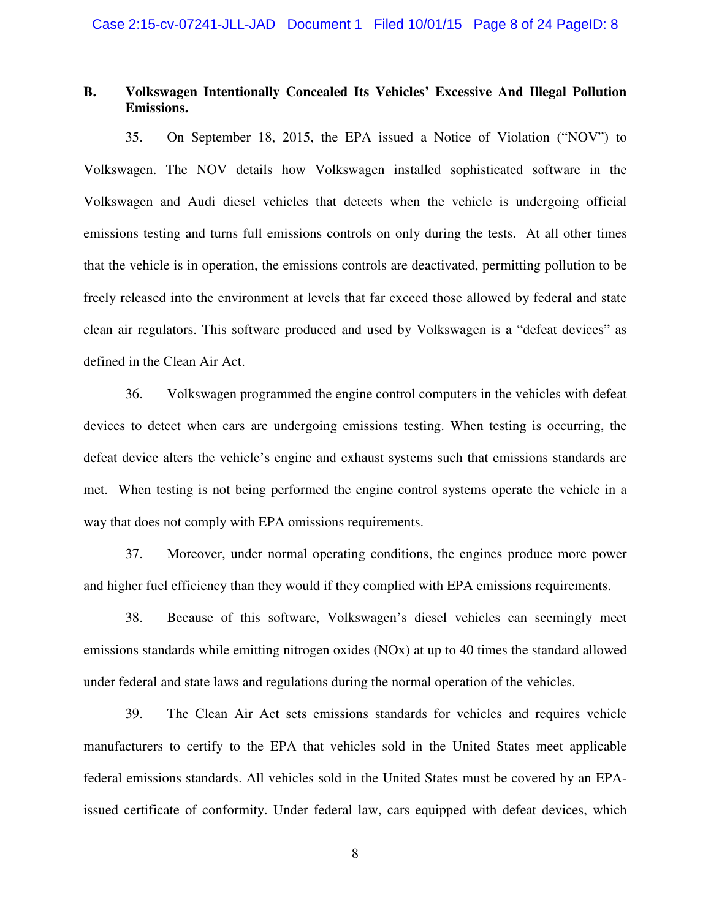### B. Volkswagen Intentionally Concealed Its Vehicles' Excessive And Illegal Pollution Emissions.

35. On September 18, 2015, the EPA issued a Notice of Violation ("NOV") to Volkswagen. The NOV details how Volkswagen installed sophisticated software in the Volkswagen and Audi diesel vehicles that detects when the vehicle is undergoing official emissions testing and turns full emissions controls on only during the tests. At all other times that the vehicle is in operation, the emissions controls are deactivated, permitting pollution to be freely released into the environment at levels that far exceed those allowed by federal and state clean air regulators. This software produced and used by Volkswagen is a "defeat devices" as defined in the Clean Air Act.

36. Volkswagen programmed the engine control computers in the vehicles with defeat devices to detect when cars are undergoing emissions testing. When testing is occurring, the defeat device alters the vehicle's engine and exhaust systems such that emissions standards are met. When testing is not being performed the engine control systems operate the vehicle in a way that does not comply with EPA omissions requirements.

37. Moreover, under normal operating conditions, the engines produce more power and higher fuel efficiency than they would if they complied with EPA emissions requirements.

38. Because of this software, Volkswagen's diesel vehicles can seemingly meet emissions standards while emitting nitrogen oxides ($NO_x$) at up to 40 times the standard allowed under federal and state laws and regulations during the normal operation of the vehicles.

39. The Clean Air Act sets emissions standards for vehicles and requires vehicle manufacturers to certify to the EPA that vehicles sold in the United States meet applicable federal emissions standards. All vehicles sold in the United States must be covered by an EPA-issued certificate of conformity. Under federal law, cars equipped with defeat devices, which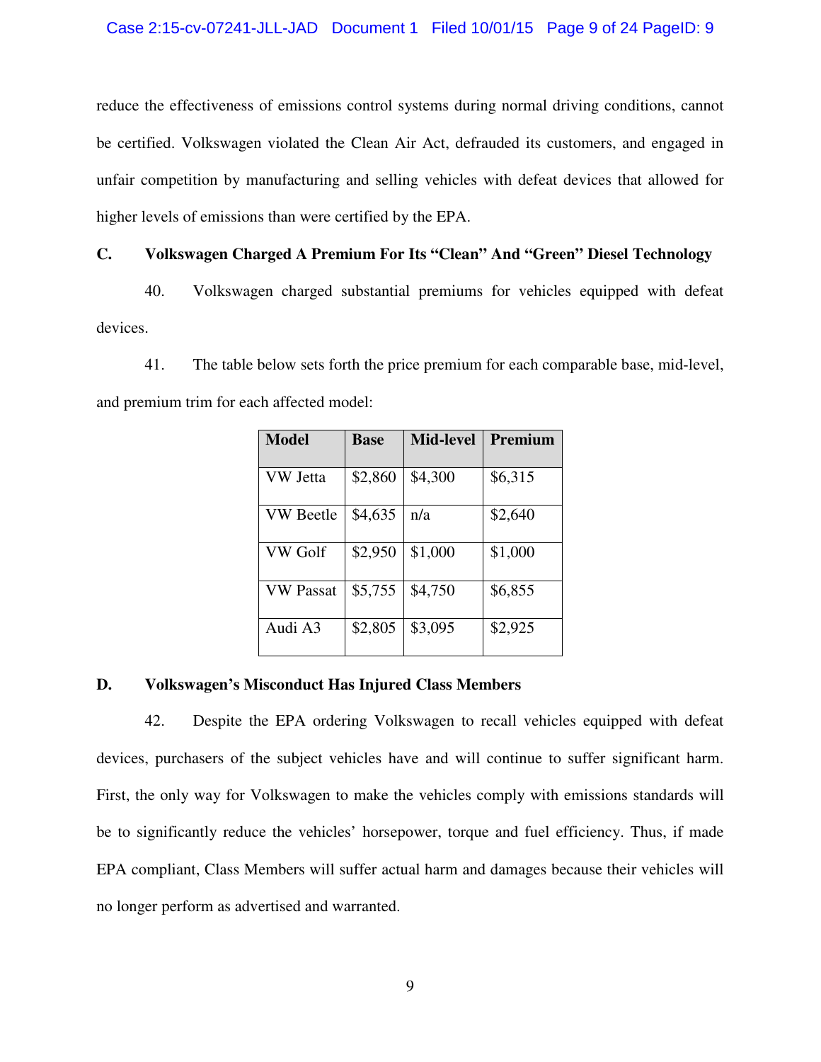reduce the effectiveness of emissions control systems during normal driving conditions, cannot be certified. Volkswagen violated the Clean Air Act, defrauded its customers, and engaged in unfair competition by manufacturing and selling vehicles with defeat devices that allowed for higher levels of emissions than were certified by the EPA.

### C. Volkswagen Charged A Premium For Its "Clean" And "Green" Diesel Technology

40. Volkswagen charged substantial premiums for vehicles equipped with defeat devices.

41. The table below sets forth the price premium for each comparable base, mid-level, and premium trim for each affected model:

| Model | Base | Mid-level | Premium |
|---|---|---|---|
| VW Jetta | $2,860 | $4,300 | $6,315 |
| VW Beetle | $4,635 | n/a | $2,640 |
| VW Golf | $2,950 | $1,000 | $1,000 |
| VW Passat | $5,755 | $4,750 | $6,855 |
| Audi A3 | $2,805 | $3,095 | $2,925 |

### D. Volkswagen's Misconduct Has Injured Class Members

42. Despite the EPA ordering Volkswagen to recall vehicles equipped with defeat devices, purchasers of the subject vehicles have and will continue to suffer significant harm. First, the only way for Volkswagen to make the vehicles comply with emissions standards will be to significantly reduce the vehicles' horsepower, torque and fuel efficiency. Thus, if made EPA compliant, Class Members will suffer actual harm and damages because their vehicles will no longer perform as advertised and warranted.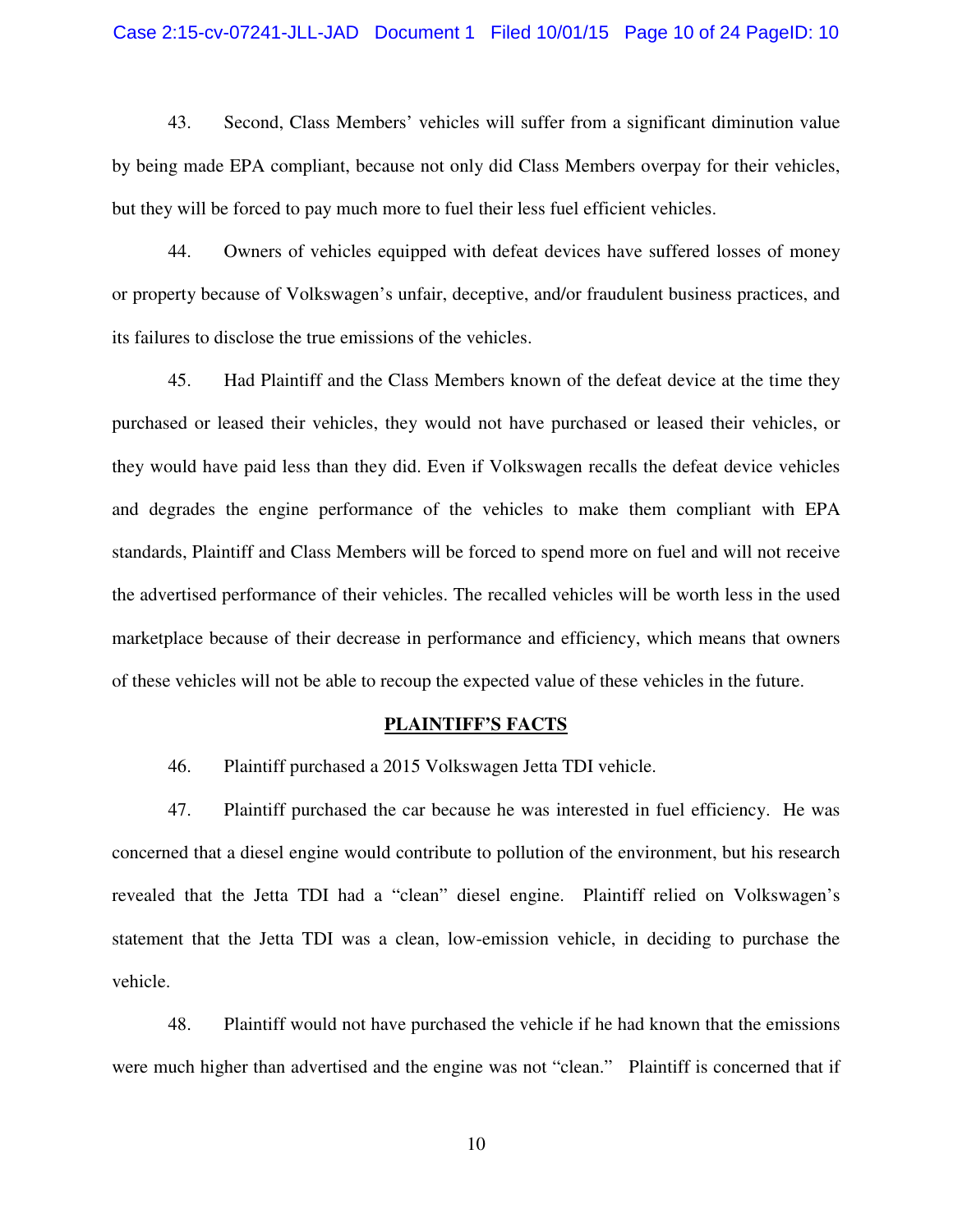43. Second, Class Members' vehicles will suffer from a significant diminution value by being made EPA compliant, because not only did Class Members overpay for their vehicles, but they will be forced to pay much more to fuel their less fuel efficient vehicles.

44. Owners of vehicles equipped with defeat devices have suffered losses of money or property because of Volkswagen's unfair, deceptive, and/or fraudulent business practices, and its failures to disclose the true emissions of the vehicles.

45. Had Plaintiff and the Class Members known of the defeat device at the time they purchased or leased their vehicles, they would not have purchased or leased their vehicles, or they would have paid less than they did. Even if Volkswagen recalls the defeat device vehicles and degrades the engine performance of the vehicles to make them compliant with EPA standards, Plaintiff and Class Members will be forced to spend more on fuel and will not receive the advertised performance of their vehicles. The recalled vehicles will be worth less in the used marketplace because of their decrease in performance and efficiency, which means that owners of these vehicles will not be able to recoup the expected value of these vehicles in the future.

## PLAINTIFF'S FACTS

46. Plaintiff purchased a 2015 Volkswagen Jetta TDI vehicle.

47. Plaintiff purchased the car because he was interested in fuel efficiency. He was concerned that a diesel engine would contribute to pollution of the environment, but his research revealed that the Jetta TDI had a "clean" diesel engine. Plaintiff relied on Volkswagen's statement that the Jetta TDI was a clean, low-emission vehicle, in deciding to purchase the vehicle.

48. Plaintiff would not have purchased the vehicle if he had known that the emissions were much higher than advertised and the engine was not "clean." Plaintiff is concerned that if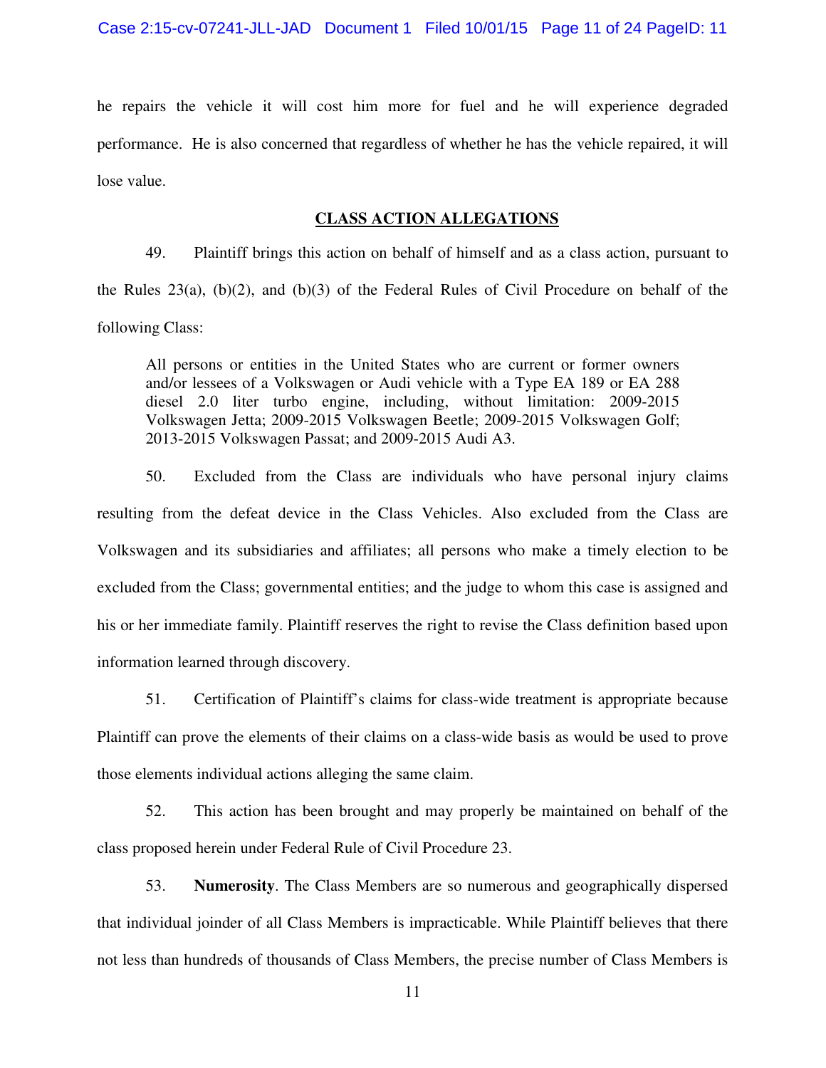he repairs the vehicle it will cost him more for fuel and he will experience degraded performance. He is also concerned that regardless of whether he has the vehicle repaired, it will lose value.

## CLASS ACTION ALLEGATIONS

49. Plaintiff brings this action on behalf of himself and as a class action, pursuant to the Rules 23(a), (b)(2), and (b)(3) of the Federal Rules of Civil Procedure on behalf of the following Class:

> All persons or entities in the United States who are current or former owners and/or lessees of a Volkswagen or Audi vehicle with a Type EA 189 or EA 288 diesel 2.0 liter turbo engine, including, without limitation: 2009-2015 Volkswagen Jetta; 2009-2015 Volkswagen Beetle; 2009-2015 Volkswagen Golf; 2013-2015 Volkswagen Passat; and 2009-2015 Audi A3.

50. Excluded from the Class are individuals who have personal injury claims resulting from the defeat device in the Class Vehicles. Also excluded from the Class are Volkswagen and its subsidiaries and affiliates; all persons who make a timely election to be excluded from the Class; governmental entities; and the judge to whom this case is assigned and his or her immediate family. Plaintiff reserves the right to revise the Class definition based upon information learned through discovery.

51. Certification of Plaintiff's claims for class-wide treatment is appropriate because Plaintiff can prove the elements of their claims on a class-wide basis as would be used to prove those elements individual actions alleging the same claim.

52. This action has been brought and may properly be maintained on behalf of the class proposed herein under Federal Rule of Civil Procedure 23.

53. **Numerosity**. The Class Members are so numerous and geographically dispersed that individual joinder of all Class Members is impracticable. While Plaintiff believes that there not less than hundreds of thousands of Class Members, the precise number of Class Members is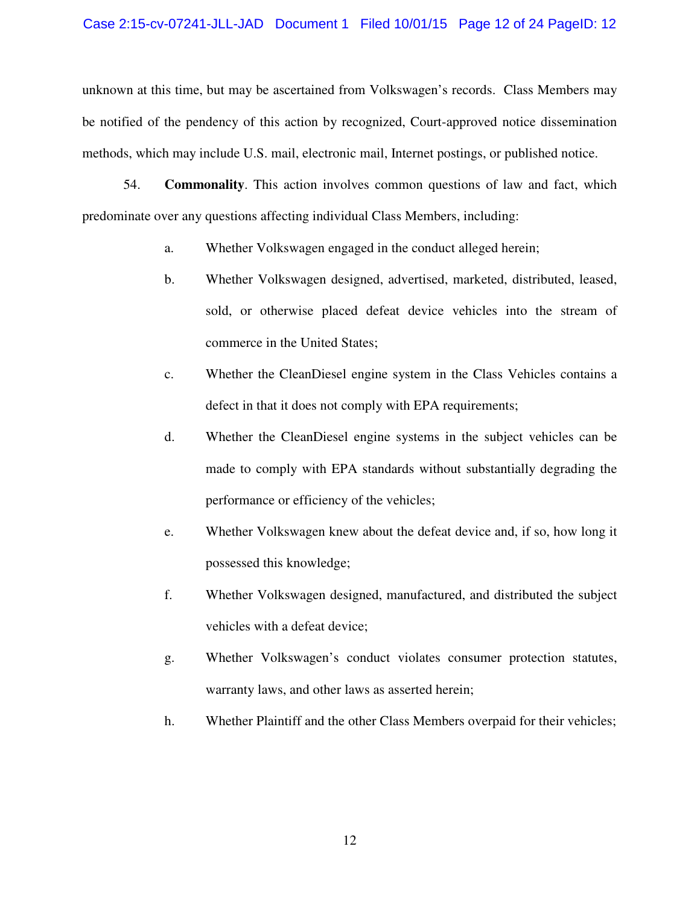unknown at this time, but may be ascertained from Volkswagen's records. Class Members may be notified of the pendency of this action by recognized, Court-approved notice dissemination methods, which may include U.S. mail, electronic mail, Internet postings, or published notice.

54. **Commonality**. This action involves common questions of law and fact, which predominate over any questions affecting individual Class Members, including:

a. Whether Volkswagen engaged in the conduct alleged herein;

b. Whether Volkswagen designed, advertised, marketed, distributed, leased, sold, or otherwise placed defeat device vehicles into the stream of commerce in the United States;

c. Whether the CleanDiesel engine system in the Class Vehicles contains a defect in that it does not comply with EPA requirements;

d. Whether the CleanDiesel engine systems in the subject vehicles can be made to comply with EPA standards without substantially degrading the performance or efficiency of the vehicles;

e. Whether Volkswagen knew about the defeat device and, if so, how long it possessed this knowledge;

f. Whether Volkswagen designed, manufactured, and distributed the subject vehicles with a defeat device;

g. Whether Volkswagen's conduct violates consumer protection statutes, warranty laws, and other laws as asserted herein;

h. Whether Plaintiff and the other Class Members overpaid for their vehicles;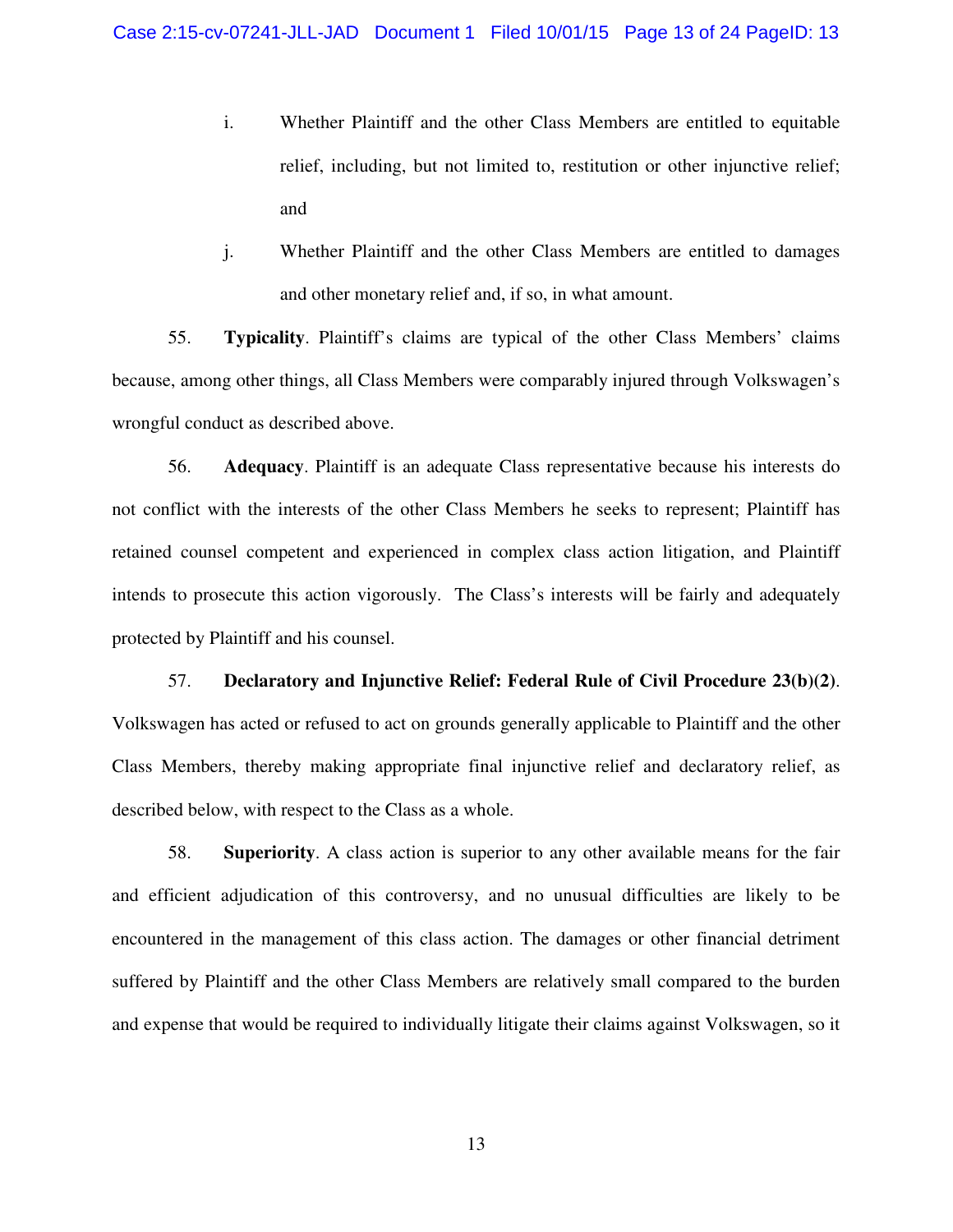i. Whether Plaintiff and the other Class Members are entitled to equitable relief, including, but not limited to, restitution or other injunctive relief; and

j. Whether Plaintiff and the other Class Members are entitled to damages and other monetary relief and, if so, in what amount.

55. **Typicality**. Plaintiff's claims are typical of the other Class Members' claims because, among other things, all Class Members were comparably injured through Volkswagen's wrongful conduct as described above.

56. **Adequacy**. Plaintiff is an adequate Class representative because his interests do not conflict with the interests of the other Class Members he seeks to represent; Plaintiff has retained counsel competent and experienced in complex class action litigation, and Plaintiff intends to prosecute this action vigorously. The Class's interests will be fairly and adequately protected by Plaintiff and his counsel.

57. **Declaratory and Injunctive Relief: Federal Rule of Civil Procedure 23(b)(2)**. Volkswagen has acted or refused to act on grounds generally applicable to Plaintiff and the other Class Members, thereby making appropriate final injunctive relief and declaratory relief, as described below, with respect to the Class as a whole.

58. **Superiority**. A class action is superior to any other available means for the fair and efficient adjudication of this controversy, and no unusual difficulties are likely to be encountered in the management of this class action. The damages or other financial detriment suffered by Plaintiff and the other Class Members are relatively small compared to the burden and expense that would be required to individually litigate their claims against Volkswagen, so it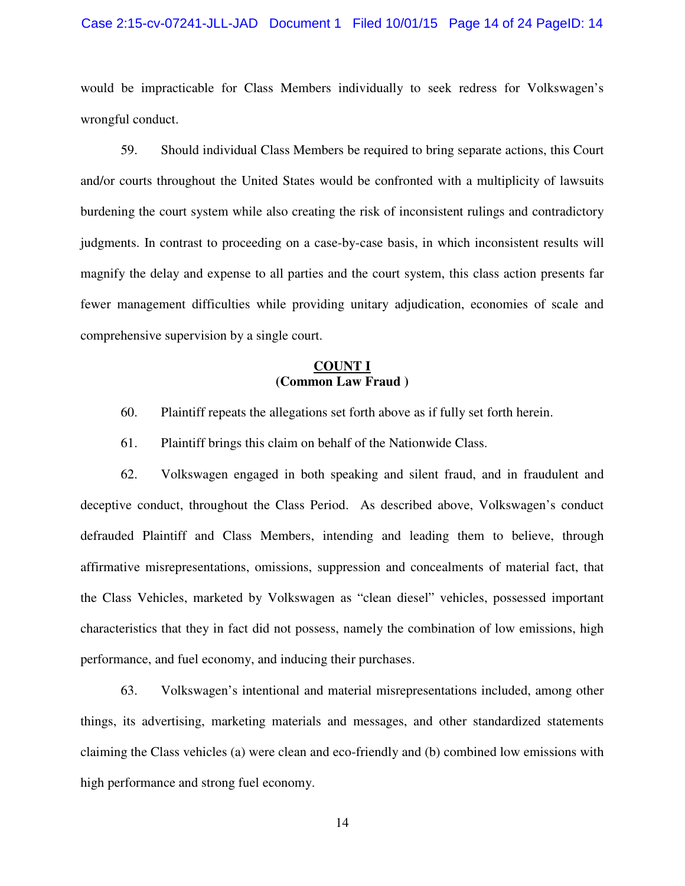would be impracticable for Class Members individually to seek redress for Volkswagen's wrongful conduct.

59. Should individual Class Members be required to bring separate actions, this Court and/or courts throughout the United States would be confronted with a multiplicity of lawsuits burdening the court system while also creating the risk of inconsistent rulings and contradictory judgments. In contrast to proceeding on a case-by-case basis, in which inconsistent results will magnify the delay and expense to all parties and the court system, this class action presents far fewer management difficulties while providing unitary adjudication, economies of scale and comprehensive supervision by a single court.

**COUNT I**
**(Common Law Fraud )**

60. Plaintiff repeats the allegations set forth above as if fully set forth herein.

61. Plaintiff brings this claim on behalf of the Nationwide Class.

62. Volkswagen engaged in both speaking and silent fraud, and in fraudulent and deceptive conduct, throughout the Class Period. As described above, Volkswagen's conduct defrauded Plaintiff and Class Members, intending and leading them to believe, through affirmative misrepresentations, omissions, suppression and concealments of material fact, that the Class Vehicles, marketed by Volkswagen as "clean diesel" vehicles, possessed important characteristics that they in fact did not possess, namely the combination of low emissions, high performance, and fuel economy, and inducing their purchases.

63. Volkswagen's intentional and material misrepresentations included, among other things, its advertising, marketing materials and messages, and other standardized statements claiming the Class vehicles (a) were clean and eco-friendly and (b) combined low emissions with high performance and strong fuel economy.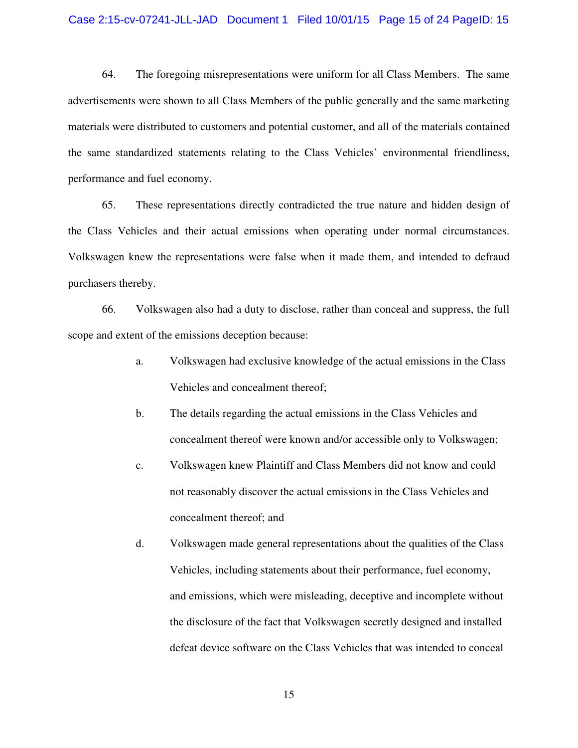64. The foregoing misrepresentations were uniform for all Class Members. The same advertisements were shown to all Class Members of the public generally and the same marketing materials were distributed to customers and potential customer, and all of the materials contained the same standardized statements relating to the Class Vehicles' environmental friendliness, performance and fuel economy.

65. These representations directly contradicted the true nature and hidden design of the Class Vehicles and their actual emissions when operating under normal circumstances. Volkswagen knew the representations were false when it made them, and intended to defraud purchasers thereby.

66. Volkswagen also had a duty to disclose, rather than conceal and suppress, the full scope and extent of the emissions deception because:

a. Volkswagen had exclusive knowledge of the actual emissions in the Class Vehicles and concealment thereof;

b. The details regarding the actual emissions in the Class Vehicles and concealment thereof were known and/or accessible only to Volkswagen;

c. Volkswagen knew Plaintiff and Class Members did not know and could not reasonably discover the actual emissions in the Class Vehicles and concealment thereof; and

d. Volkswagen made general representations about the qualities of the Class Vehicles, including statements about their performance, fuel economy, and emissions, which were misleading, deceptive and incomplete without the disclosure of the fact that Volkswagen secretly designed and installed defeat device software on the Class Vehicles that was intended to conceal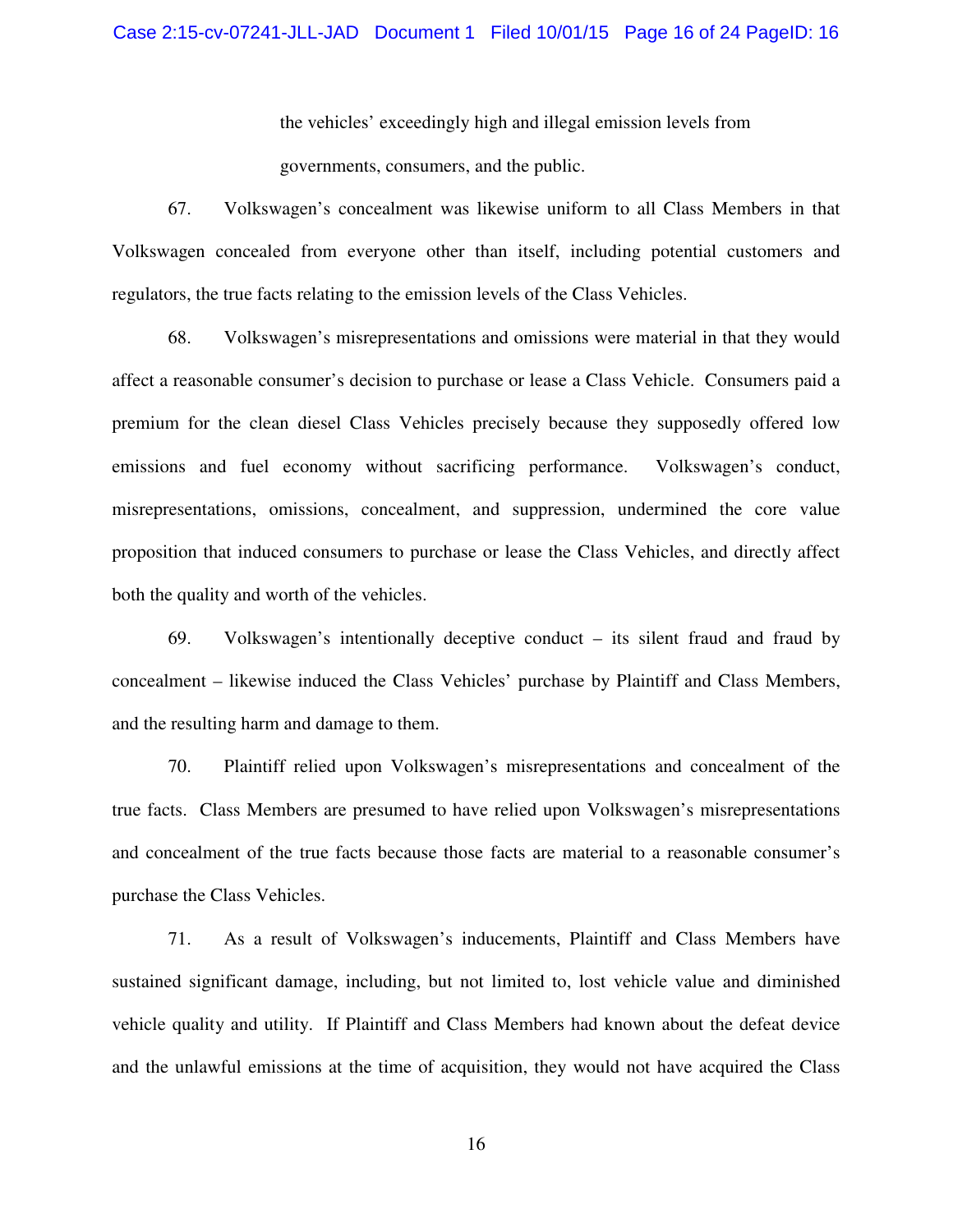the vehicles' exceedingly high and illegal emission levels from governments, consumers, and the public.

67. Volkswagen's concealment was likewise uniform to all Class Members in that Volkswagen concealed from everyone other than itself, including potential customers and regulators, the true facts relating to the emission levels of the Class Vehicles.

68. Volkswagen's misrepresentations and omissions were material in that they would affect a reasonable consumer's decision to purchase or lease a Class Vehicle. Consumers paid a premium for the clean diesel Class Vehicles precisely because they supposedly offered low emissions and fuel economy without sacrificing performance. Volkswagen's conduct, misrepresentations, omissions, concealment, and suppression, undermined the core value proposition that induced consumers to purchase or lease the Class Vehicles, and directly affect both the quality and worth of the vehicles.

69. Volkswagen's intentionally deceptive conduct – its silent fraud and fraud by concealment – likewise induced the Class Vehicles' purchase by Plaintiff and Class Members, and the resulting harm and damage to them.

70. Plaintiff relied upon Volkswagen's misrepresentations and concealment of the true facts. Class Members are presumed to have relied upon Volkswagen's misrepresentations and concealment of the true facts because those facts are material to a reasonable consumer's purchase the Class Vehicles.

71. As a result of Volkswagen's inducements, Plaintiff and Class Members have sustained significant damage, including, but not limited to, lost vehicle value and diminished vehicle quality and utility. If Plaintiff and Class Members had known about the defeat device and the unlawful emissions at the time of acquisition, they would not have acquired the Class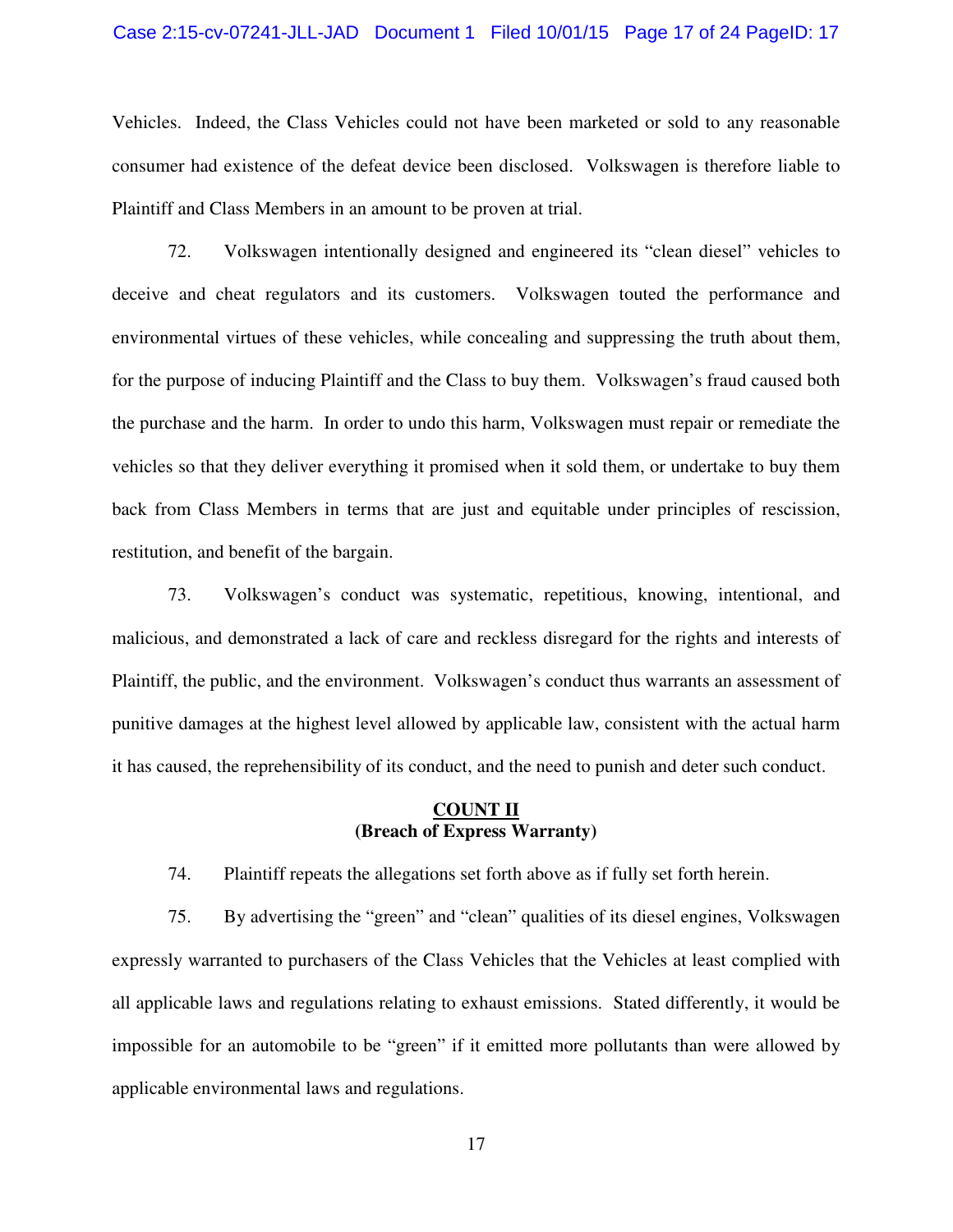Vehicles. Indeed, the Class Vehicles could not have been marketed or sold to any reasonable consumer had existence of the defeat device been disclosed. Volkswagen is therefore liable to Plaintiff and Class Members in an amount to be proven at trial.

72. Volkswagen intentionally designed and engineered its "clean diesel" vehicles to deceive and cheat regulators and its customers. Volkswagen touted the performance and environmental virtues of these vehicles, while concealing and suppressing the truth about them, for the purpose of inducing Plaintiff and the Class to buy them. Volkswagen's fraud caused both the purchase and the harm. In order to undo this harm, Volkswagen must repair or remediate the vehicles so that they deliver everything it promised when it sold them, or undertake to buy them back from Class Members in terms that are just and equitable under principles of rescission, restitution, and benefit of the bargain.

73. Volkswagen's conduct was systematic, repetitious, knowing, intentional, and malicious, and demonstrated a lack of care and reckless disregard for the rights and interests of Plaintiff, the public, and the environment. Volkswagen's conduct thus warrants an assessment of punitive damages at the highest level allowed by applicable law, consistent with the actual harm it has caused, the reprehensibility of its conduct, and the need to punish and deter such conduct.

## COUNT II
**(Breach of Express Warranty)**

74. Plaintiff repeats the allegations set forth above as if fully set forth herein.

75. By advertising the "green" and "clean" qualities of its diesel engines, Volkswagen expressly warranted to purchasers of the Class Vehicles that the Vehicles at least complied with all applicable laws and regulations relating to exhaust emissions. Stated differently, it would be impossible for an automobile to be "green" if it emitted more pollutants than were allowed by applicable environmental laws and regulations.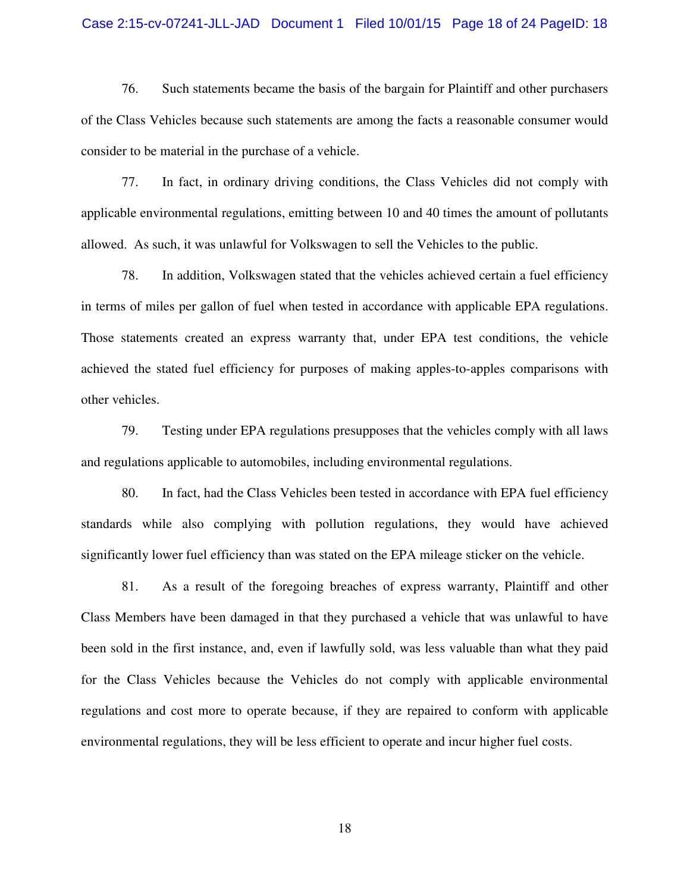76. Such statements became the basis of the bargain for Plaintiff and other purchasers of the Class Vehicles because such statements are among the facts a reasonable consumer would consider to be material in the purchase of a vehicle.

77. In fact, in ordinary driving conditions, the Class Vehicles did not comply with applicable environmental regulations, emitting between 10 and 40 times the amount of pollutants allowed. As such, it was unlawful for Volkswagen to sell the Vehicles to the public.

78. In addition, Volkswagen stated that the vehicles achieved certain a fuel efficiency in terms of miles per gallon of fuel when tested in accordance with applicable EPA regulations. Those statements created an express warranty that, under EPA test conditions, the vehicle achieved the stated fuel efficiency for purposes of making apples-to-apples comparisons with other vehicles.

79. Testing under EPA regulations presupposes that the vehicles comply with all laws and regulations applicable to automobiles, including environmental regulations.

80. In fact, had the Class Vehicles been tested in accordance with EPA fuel efficiency standards while also complying with pollution regulations, they would have achieved significantly lower fuel efficiency than was stated on the EPA mileage sticker on the vehicle.

81. As a result of the foregoing breaches of express warranty, Plaintiff and other Class Members have been damaged in that they purchased a vehicle that was unlawful to have been sold in the first instance, and, even if lawfully sold, was less valuable than what they paid for the Class Vehicles because the Vehicles do not comply with applicable environmental regulations and cost more to operate because, if they are repaired to conform with applicable environmental regulations, they will be less efficient to operate and incur higher fuel costs.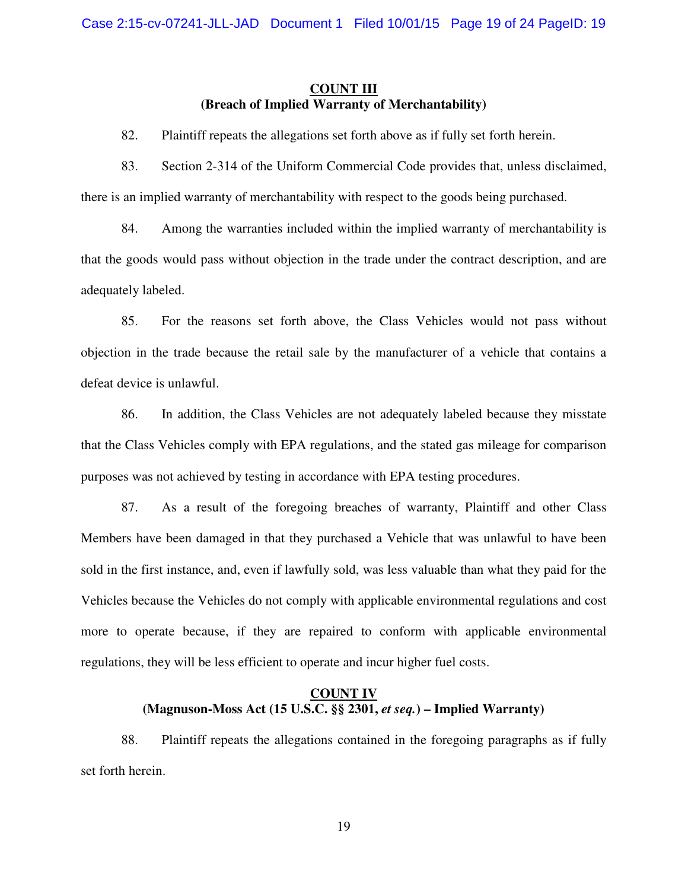**COUNT III**
**(Breach of Implied Warranty of Merchantability)**

82. Plaintiff repeats the allegations set forth above as if fully set forth herein.

83. Section 2-314 of the Uniform Commercial Code provides that, unless disclaimed, there is an implied warranty of merchantability with respect to the goods being purchased.

84. Among the warranties included within the implied warranty of merchantability is that the goods would pass without objection in the trade under the contract description, and are adequately labeled.

85. For the reasons set forth above, the Class Vehicles would not pass without objection in the trade because the retail sale by the manufacturer of a vehicle that contains a defeat device is unlawful.

86. In addition, the Class Vehicles are not adequately labeled because they misstate that the Class Vehicles comply with EPA regulations, and the stated gas mileage for comparison purposes was not achieved by testing in accordance with EPA testing procedures.

87. As a result of the foregoing breaches of warranty, Plaintiff and other Class Members have been damaged in that they purchased a Vehicle that was unlawful to have been sold in the first instance, and, even if lawfully sold, was less valuable than what they paid for the Vehicles because the Vehicles do not comply with applicable environmental regulations and cost more to operate because, if they are repaired to conform with applicable environmental regulations, they will be less efficient to operate and incur higher fuel costs.

**COUNT IV**
**(Magnuson-Moss Act (15 U.S.C. §§ 2301, *et seq.*) – Implied Warranty)**

88. Plaintiff repeats the allegations contained in the foregoing paragraphs as if fully set forth herein.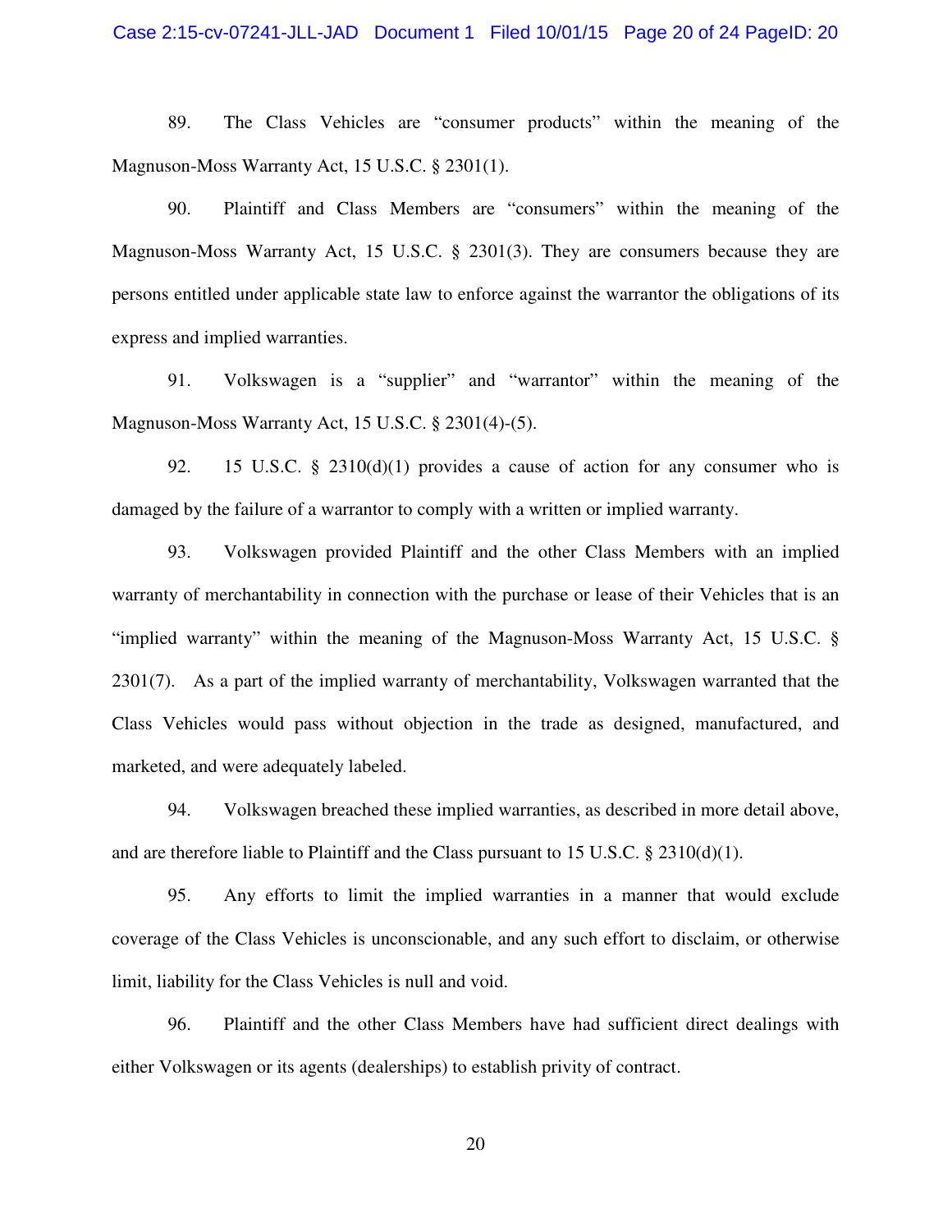89. The Class Vehicles are "consumer products" within the meaning of the Magnuson-Moss Warranty Act, 15 U.S.C. § 2301(1).

90. Plaintiff and Class Members are "consumers" within the meaning of the Magnuson-Moss Warranty Act, 15 U.S.C. § 2301(3). They are consumers because they are persons entitled under applicable state law to enforce against the warrantor the obligations of its express and implied warranties.

91. Volkswagen is a "supplier" and "warrantor" within the meaning of the Magnuson-Moss Warranty Act, 15 U.S.C. § 2301(4)-(5).

92. 15 U.S.C. § 2310(d)(1) provides a cause of action for any consumer who is damaged by the failure of a warrantor to comply with a written or implied warranty.

93. Volkswagen provided Plaintiff and the other Class Members with an implied warranty of merchantability in connection with the purchase or lease of their Vehicles that is an "implied warranty" within the meaning of the Magnuson-Moss Warranty Act, 15 U.S.C. § 2301(7). As a part of the implied warranty of merchantability, Volkswagen warranted that the Class Vehicles would pass without objection in the trade as designed, manufactured, and marketed, and were adequately labeled.

94. Volkswagen breached these implied warranties, as described in more detail above, and are therefore liable to Plaintiff and the Class pursuant to 15 U.S.C. § 2310(d)(1).

95. Any efforts to limit the implied warranties in a manner that would exclude coverage of the Class Vehicles is unconscionable, and any such effort to disclaim, or otherwise limit, liability for the Class Vehicles is null and void.

96. Plaintiff and the other Class Members have had sufficient direct dealings with either Volkswagen or its agents (dealerships) to establish privity of contract.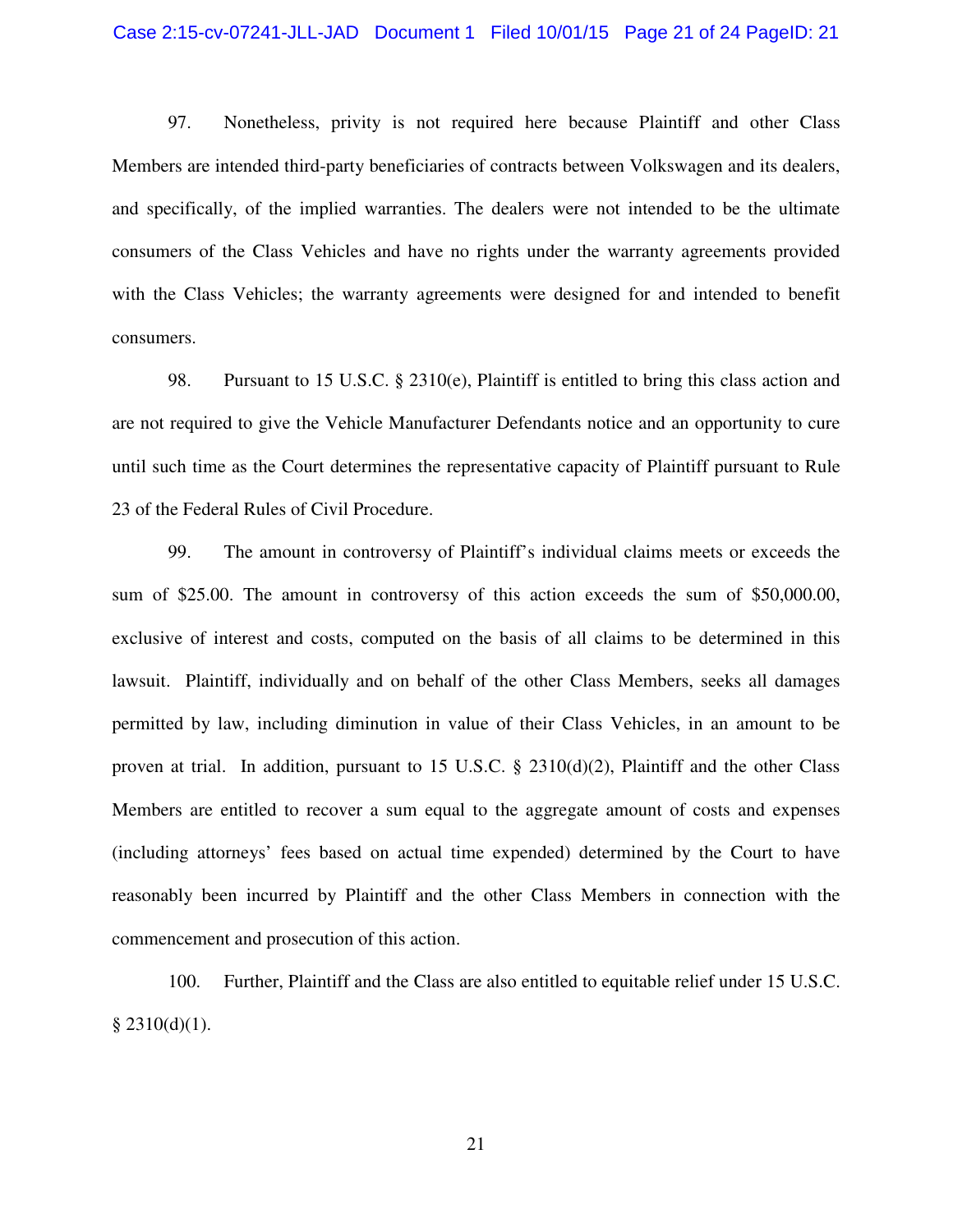97. Nonetheless, privity is not required here because Plaintiff and other Class Members are intended third-party beneficiaries of contracts between Volkswagen and its dealers, and specifically, of the implied warranties. The dealers were not intended to be the ultimate consumers of the Class Vehicles and have no rights under the warranty agreements provided with the Class Vehicles; the warranty agreements were designed for and intended to benefit consumers.

98. Pursuant to 15 U.S.C. § 2310(e), Plaintiff is entitled to bring this class action and are not required to give the Vehicle Manufacturer Defendants notice and an opportunity to cure until such time as the Court determines the representative capacity of Plaintiff pursuant to Rule 23 of the Federal Rules of Civil Procedure.

99. The amount in controversy of Plaintiff's individual claims meets or exceeds the sum of $25.00. The amount in controversy of this action exceeds the sum of $50,000.00, exclusive of interest and costs, computed on the basis of all claims to be determined in this lawsuit. Plaintiff, individually and on behalf of the other Class Members, seeks all damages permitted by law, including diminution in value of their Class Vehicles, in an amount to be proven at trial. In addition, pursuant to 15 U.S.C. § 2310(d)(2), Plaintiff and the other Class Members are entitled to recover a sum equal to the aggregate amount of costs and expenses (including attorneys' fees based on actual time expended) determined by the Court to have reasonably been incurred by Plaintiff and the other Class Members in connection with the commencement and prosecution of this action.

100. Further, Plaintiff and the Class are also entitled to equitable relief under 15 U.S.C. § 2310(d)(1).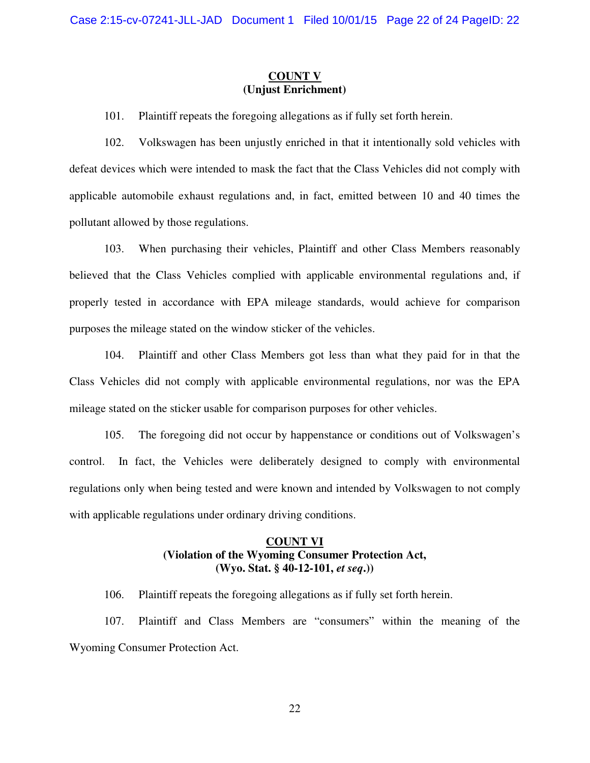**COUNT V**
**(Unjust Enrichment)**

101. Plaintiff repeats the foregoing allegations as if fully set forth herein.

102. Volkswagen has been unjustly enriched in that it intentionally sold vehicles with defeat devices which were intended to mask the fact that the Class Vehicles did not comply with applicable automobile exhaust regulations and, in fact, emitted between 10 and 40 times the pollutant allowed by those regulations.

103. When purchasing their vehicles, Plaintiff and other Class Members reasonably believed that the Class Vehicles complied with applicable environmental regulations and, if properly tested in accordance with EPA mileage standards, would achieve for comparison purposes the mileage stated on the window sticker of the vehicles.

104. Plaintiff and other Class Members got less than what they paid for in that the Class Vehicles did not comply with applicable environmental regulations, nor was the EPA mileage stated on the sticker usable for comparison purposes for other vehicles.

105. The foregoing did not occur by happenstance or conditions out of Volkswagen's control. In fact, the Vehicles were deliberately designed to comply with environmental regulations only when being tested and were known and intended by Volkswagen to not comply with applicable regulations under ordinary driving conditions.

**COUNT VI**
**(Violation of the Wyoming Consumer Protection Act,**
**(Wyo. Stat. § 40-12-101, *et seq*.))**

106. Plaintiff repeats the foregoing allegations as if fully set forth herein.

107. Plaintiff and Class Members are "consumers" within the meaning of the Wyoming Consumer Protection Act.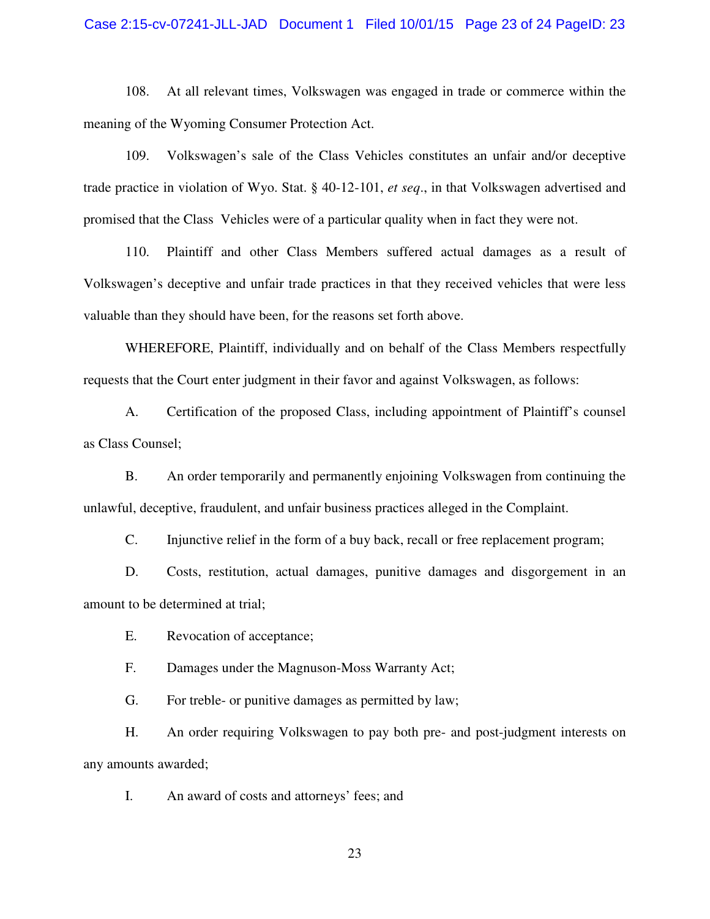108. At all relevant times, Volkswagen was engaged in trade or commerce within the meaning of the Wyoming Consumer Protection Act.

109. Volkswagen's sale of the Class Vehicles constitutes an unfair and/or deceptive trade practice in violation of Wyo. Stat. § 40-12-101, *et seq*., in that Volkswagen advertised and promised that the Class Vehicles were of a particular quality when in fact they were not.

110. Plaintiff and other Class Members suffered actual damages as a result of Volkswagen's deceptive and unfair trade practices in that they received vehicles that were less valuable than they should have been, for the reasons set forth above.

WHEREFORE, Plaintiff, individually and on behalf of the Class Members respectfully requests that the Court enter judgment in their favor and against Volkswagen, as follows:

A. Certification of the proposed Class, including appointment of Plaintiff's counsel as Class Counsel;

B. An order temporarily and permanently enjoining Volkswagen from continuing the unlawful, deceptive, fraudulent, and unfair business practices alleged in the Complaint.

C. Injunctive relief in the form of a buy back, recall or free replacement program;

D. Costs, restitution, actual damages, punitive damages and disgorgement in an amount to be determined at trial;

E. Revocation of acceptance;

F. Damages under the Magnuson-Moss Warranty Act;

G. For treble- or punitive damages as permitted by law;

H. An order requiring Volkswagen to pay both pre- and post-judgment interests on any amounts awarded;

I. An award of costs and attorneys' fees; and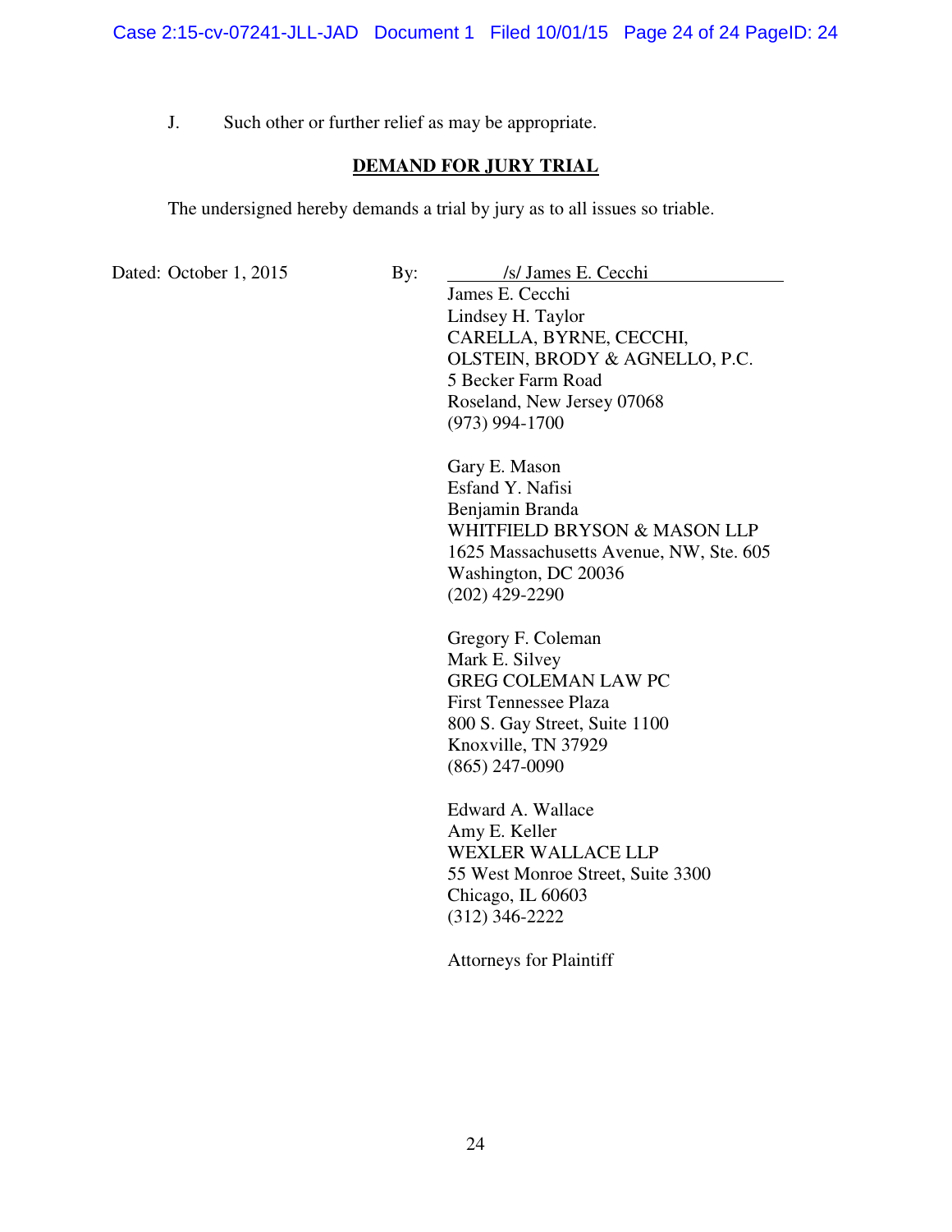J. Such other or further relief as may be appropriate.

**DEMAND FOR JURY TRIAL**

The undersigned hereby demands a trial by jury as to all issues so triable.

Dated: October 1, 2015

By: /s/ James E. Cecchi

James E. Cecchi
Lindsey H. Taylor
CARELLA, BYRNE, CECCHI,
OLSTEIN, BRODY & AGNELLO, P.C.
5 Becker Farm Road
Roseland, New Jersey 07068
(973) 994-1700

Gary E. Mason
Esfand Y. Nafisi
Benjamin Branda
WHITFIELD BRYSON & MASON LLP
1625 Massachusetts Avenue, NW, Ste. 605
Washington, DC 20036
(202) 429-2290

Gregory F. Coleman
Mark E. Silvey
GREG COLEMAN LAW PC
First Tennessee Plaza
800 S. Gay Street, Suite 1100
Knoxville, TN 37929
(865) 247-0090

Edward A. Wallace
Amy E. Keller
WEXLER WALLACE LLP
55 West Monroe Street, Suite 3300
Chicago, IL 60603
(312) 346-2222

Attorneys for Plaintiff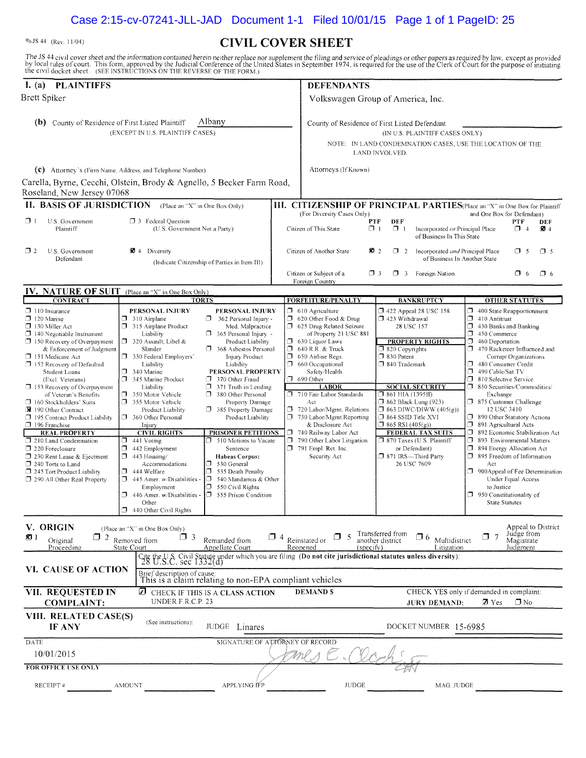JS 44 (Rev. 11/04)

# CIVIL COVER SHEET

The JS 44 civil cover sheet and the information contained herein neither replace nor supplement the filing and service of pleadings or other papers as required by law, except as provided by local rules of court. This form, approved by the Judicial Conference of the United States in September 1974, is required for the use of the Clerk of Court for the purpose of initiating the civil docket sheet. (SEE INSTRUCTIONS ON THE REVERSE OF THE FORM.)

## I. (a) PLAINTIFFS

Brett Spiker

**(b)** County of Residence of First Listed Plaintiff: Albany
(EXCEPT IN U.S. PLAINTIFF CASES)

**(c)** Attorney's (Firm Name, Address, and Telephone Number)
Carella, Byrne, Cecchi, Olstein, Brody & Agnello, 5 Becker Farm Road, Roseland, New Jersey 07068

## DEFENDANTS

Volkswagen Group of America, Inc.

County of Residence of First Listed Defendant: ______
(IN U.S. PLAINTIFF CASES ONLY)
NOTE: IN LAND CONDEMNATION CASES, USE THE LOCATION OF THE LAND INVOLVED.

Attorneys (If Known)

## II. BASIS OF JURISDICTION (Place an "X" in One Box Only)

- ☐ 1 U.S. Government Plaintiff
- ☐ 3 Federal Question (U.S. Government Not a Party)
- ☐ 2 U.S. Government Defendant
- ☒ 4 Diversity (Indicate Citizenship of Parties in Item III)

## III. CITIZENSHIP OF PRINCIPAL PARTIES (Place an "X" in One Box for Plaintiff and One Box for Defendant) (For Diversity Cases Only)

| | PTF | DEF | | PTF | DEF |
|---|---|---|---|---|---|
| Citizen of This State | ☐ 1 | ☐ 1 | Incorporated or Principal Place of Business In This State | ☐ 4 | ☒ 4 |
| Citizen of Another State | ☒ 2 | ☐ 2 | Incorporated and Principal Place of Business In Another State | ☐ 5 | ☐ 5 |
| Citizen or Subject of a Foreign Country | ☐ 3 | ☐ 3 | Foreign Nation | ☐ 6 | ☐ 6 |

## IV. NATURE OF SUIT (Place an "X" in One Box Only)

**CONTRACT**
- ☐ 110 Insurance
- ☐ 120 Marine
- ☐ 130 Miller Act
- ☐ 140 Negotiable Instrument
- ☐ 150 Recovery of Overpayment & Enforcement of Judgment
- ☐ 151 Medicare Act
- ☐ 152 Recovery of Defaulted Student Loans (Excl. Veterans)
- ☐ 153 Recovery of Overpayment of Veteran's Benefits
- ☐ 160 Stockholders' Suits
- ☒ 190 Other Contract
- ☐ 195 Contract Product Liability
- ☐ 196 Franchise

**REAL PROPERTY**
- ☐ 210 Land Condemnation
- ☐ 220 Foreclosure
- ☐ 230 Rent Lease & Ejectment
- ☐ 240 Torts to Land
- ☐ 245 Tort Product Liability
- ☐ 290 All Other Real Property

**TORTS — PERSONAL INJURY**
- ☐ 310 Airplane
- ☐ 315 Airplane Product Liability
- ☐ 320 Assault, Libel & Slander
- ☐ 330 Federal Employers' Liability
- ☐ 340 Marine
- ☐ 345 Marine Product Liability
- ☐ 350 Motor Vehicle
- ☐ 355 Motor Vehicle Product Liability
- ☐ 360 Other Personal Injury

**PERSONAL INJURY**
- ☐ 362 Personal Injury - Med. Malpractice
- ☐ 365 Personal Injury - Product Liability
- ☐ 368 Asbestos Personal Injury Product Liability

**PERSONAL PROPERTY**
- ☐ 370 Other Fraud
- ☐ 371 Truth in Lending
- ☐ 380 Other Personal Property Damage
- ☐ 385 Property Damage Product Liability

**CIVIL RIGHTS**
- ☐ 441 Voting
- ☐ 442 Employment
- ☐ 443 Housing/ Accommodations
- ☐ 444 Welfare
- ☐ 445 Amer. w/Disabilities - Employment
- ☐ 446 Amer. w/Disabilities - Other
- ☐ 440 Other Civil Rights

**PRISONER PETITIONS**
- ☐ 510 Motions to Vacate Sentence
- Habeas Corpus:
- ☐ 530 General
- ☐ 535 Death Penalty
- ☐ 540 Mandamus & Other
- ☐ 550 Civil Rights
- ☐ 555 Prison Condition

**FORFEITURE/PENALTY**
- ☐ 610 Agriculture
- ☐ 620 Other Food & Drug
- ☐ 625 Drug Related Seizure of Property 21 USC 881
- ☐ 630 Liquor Laws
- ☐ 640 R.R. & Truck
- ☐ 650 Airline Regs.
- ☐ 660 Occupational Safety/Health
- ☐ 690 Other

**LABOR**
- ☐ 710 Fair Labor Standards Act
- ☐ 720 Labor/Mgmt. Relations
- ☐ 730 Labor/Mgmt.Reporting & Disclosure Act
- ☐ 740 Railway Labor Act
- ☐ 790 Other Labor Litigation
- ☐ 791 Empl. Ret. Inc. Security Act

**BANKRUPTCY**
- ☐ 422 Appeal 28 USC 158
- ☐ 423 Withdrawal 28 USC 157

**PROPERTY RIGHTS**
- ☐ 820 Copyrights
- ☐ 830 Patent
- ☐ 840 Trademark

**SOCIAL SECURITY**
- ☐ 861 HIA (1395ff)
- ☐ 862 Black Lung (923)
- ☐ 863 DIWC/DIWW (405(g))
- ☐ 864 SSID Title XVI
- ☐ 865 RSI (405(g))

**FEDERAL TAX SUITS**
- ☐ 870 Taxes (U.S. Plaintiff or Defendant)
- ☐ 871 IRS—Third Party 26 USC 7609

**OTHER STATUTES**
- ☐ 400 State Reapportionment
- ☐ 410 Antitrust
- ☐ 430 Banks and Banking
- ☐ 450 Commerce
- ☐ 460 Deportation
- ☐ 470 Racketeer Influenced and Corrupt Organizations
- ☐ 480 Consumer Credit
- ☐ 490 Cable/Sat TV
- ☐ 810 Selective Service
- ☐ 850 Securities/Commodities/ Exchange
- ☐ 875 Customer Challenge 12 USC 3410
- ☐ 890 Other Statutory Actions
- ☐ 891 Agricultural Acts
- ☐ 892 Economic Stabilization Act
- ☐ 893 Environmental Matters
- ☐ 894 Energy Allocation Act
- ☐ 895 Freedom of Information Act
- ☐ 900Appeal of Fee Determination Under Equal Access to Justice
- ☐ 950 Constitutionality of State Statutes

## V. ORIGIN (Place an "X" in One Box Only)

- ☒ 1 Original Proceeding
- ☐ 2 Removed from State Court
- ☐ 3 Remanded from Appellate Court
- ☐ 4 Reinstated or Reopened
- ☐ 5 Transferred from another district (specify)
- ☐ 6 Multidistrict Litigation
- ☐ 7 Appeal to District Judge from Magistrate Judgment

## VI. CAUSE OF ACTION

Cite the U.S. Civil Statute under which you are filing (Do not cite jurisdictional statutes unless diversity):
28 U.S.C. sec 1332(d)

Brief description of cause:
This is a claim relating to non-EPA compliant vehicles

## VII. REQUESTED IN COMPLAINT:

☑ CHECK IF THIS IS A CLASS ACTION UNDER F.R.C.P. 23

DEMAND $

CHECK YES only if demanded in complaint:
JURY DEMAND: ☑ Yes ☐ No

## VIII. RELATED CASE(S) IF ANY

(See instructions): JUDGE Linares DOCKET NUMBER 15-6985

DATE: 10/01/2015

SIGNATURE OF ATTORNEY OF RECORD: James E. Cecchi

**FOR OFFICE USE ONLY**

RECEIPT # ______ AMOUNT ______ APPLYING IFP ______ JUDGE ______ MAG. JUDGE ______